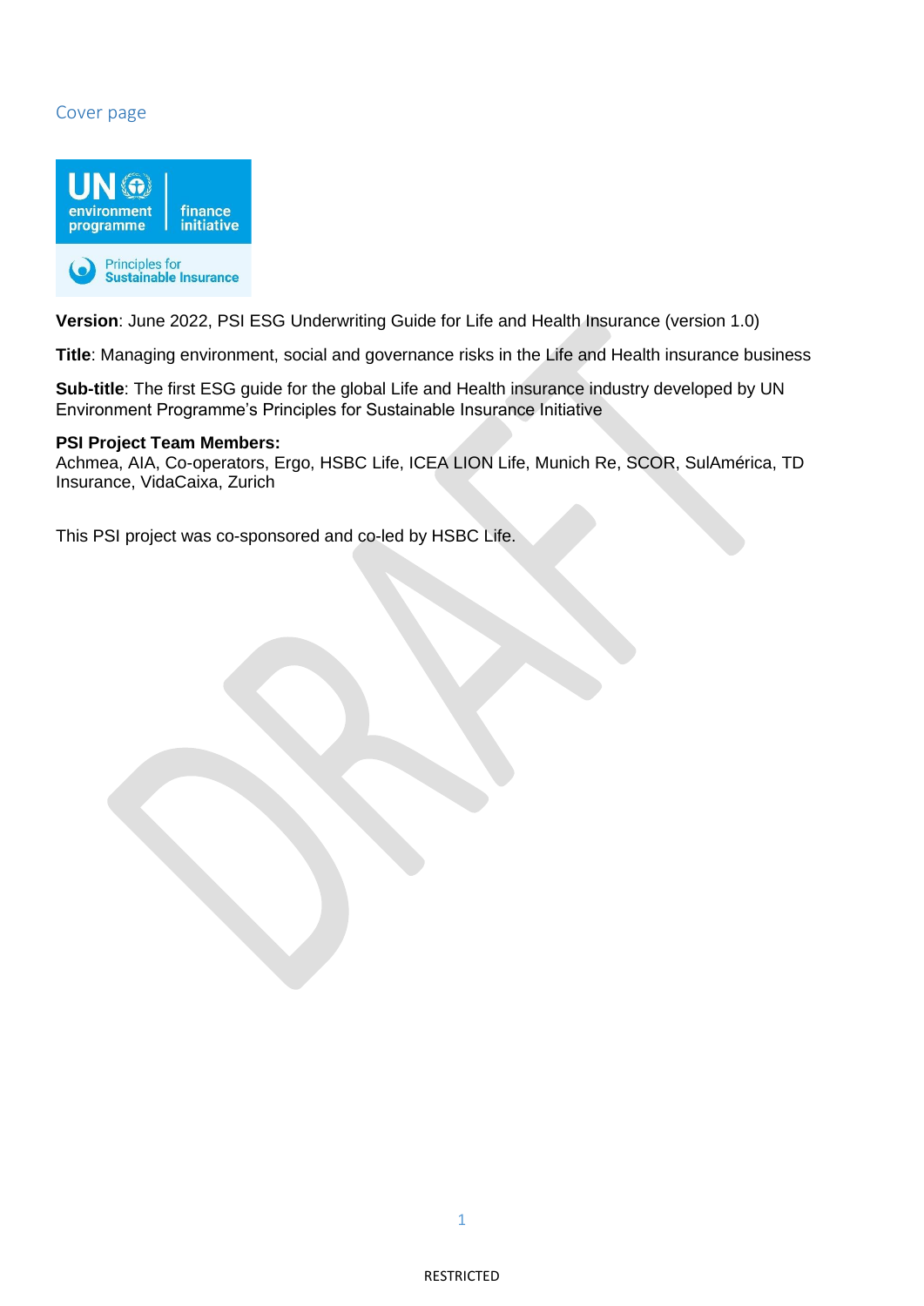Cover page

UN environment programme | finance initiative

Principles for Sustainable Insurance

**Version**: June 2022, PSI ESG Underwriting Guide for Life and Health Insurance (version 1.0)

**Title**: Managing environment, social and governance risks in the Life and Health insurance business

**Sub-title**: The first ESG guide for the global Life and Health insurance industry developed by UN Environment Programme's Principles for Sustainable Insurance Initiative

**PSI Project Team Members:**
Achmea, AIA, Co-operators, Ergo, HSBC Life, ICEA LION Life, Munich Re, SCOR, SulAmérica, TD Insurance, VidaCaixa, Zurich

This PSI project was co-sponsored and co-led by HSBC Life.

RESTRICTED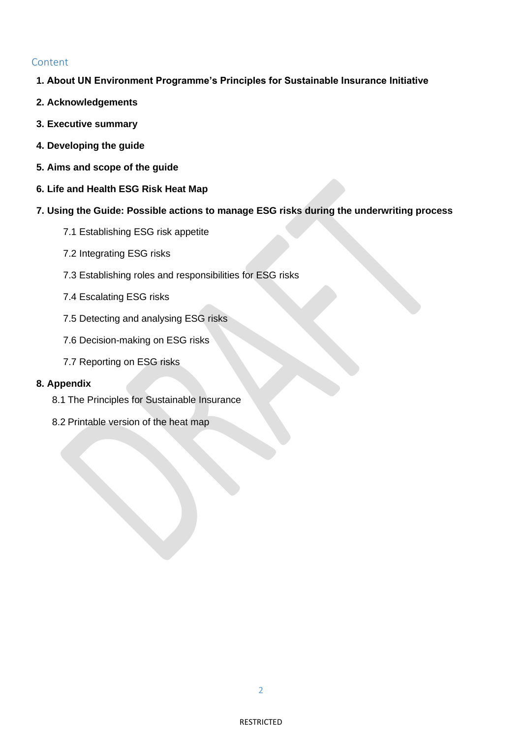## Content

**1. About UN Environment Programme's Principles for Sustainable Insurance Initiative**

**2. Acknowledgements**

**3. Executive summary**

**4. Developing the guide**

**5. Aims and scope of the guide**

**6. Life and Health ESG Risk Heat Map**

**7. Using the Guide: Possible actions to manage ESG risks during the underwriting process**

- 7.1 Establishing ESG risk appetite
- 7.2 Integrating ESG risks
- 7.3 Establishing roles and responsibilities for ESG risks
- 7.4 Escalating ESG risks
- 7.5 Detecting and analysing ESG risks
- 7.6 Decision-making on ESG risks
- 7.7 Reporting on ESG risks

**8. Appendix**

- 8.1 The Principles for Sustainable Insurance
- 8.2 Printable version of the heat map

RESTRICTED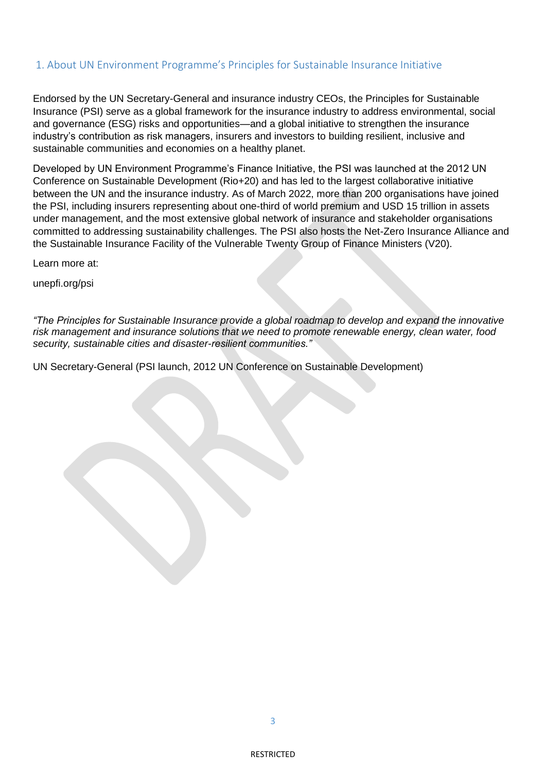## 1. About UN Environment Programme's Principles for Sustainable Insurance Initiative

Endorsed by the UN Secretary-General and insurance industry CEOs, the Principles for Sustainable Insurance (PSI) serve as a global framework for the insurance industry to address environmental, social and governance (ESG) risks and opportunities—and a global initiative to strengthen the insurance industry's contribution as risk managers, insurers and investors to building resilient, inclusive and sustainable communities and economies on a healthy planet.

Developed by UN Environment Programme's Finance Initiative, the PSI was launched at the 2012 UN Conference on Sustainable Development (Rio+20) and has led to the largest collaborative initiative between the UN and the insurance industry. As of March 2022, more than 200 organisations have joined the PSI, including insurers representing about one-third of world premium and USD 15 trillion in assets under management, and the most extensive global network of insurance and stakeholder organisations committed to addressing sustainability challenges. The PSI also hosts the Net-Zero Insurance Alliance and the Sustainable Insurance Facility of the Vulnerable Twenty Group of Finance Ministers (V20).

Learn more at:

unepfi.org/psi

*"The Principles for Sustainable Insurance provide a global roadmap to develop and expand the innovative risk management and insurance solutions that we need to promote renewable energy, clean water, food security, sustainable cities and disaster-resilient communities."*

UN Secretary-General (PSI launch, 2012 UN Conference on Sustainable Development)

RESTRICTED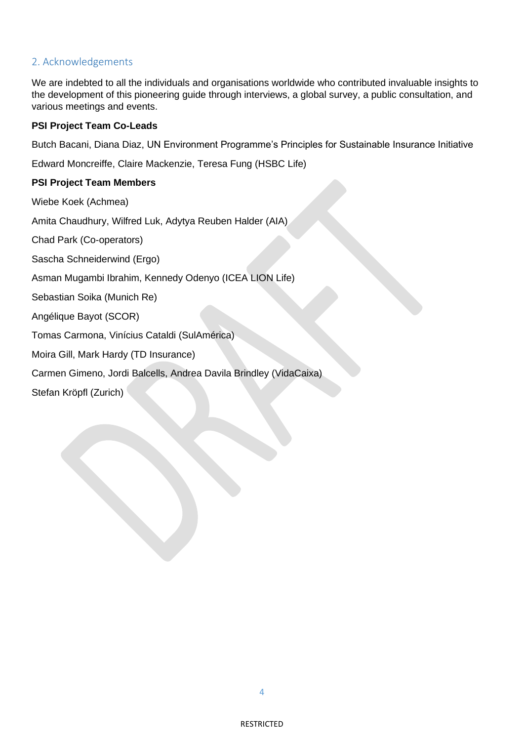## 2. Acknowledgements

We are indebted to all the individuals and organisations worldwide who contributed invaluable insights to the development of this pioneering guide through interviews, a global survey, a public consultation, and various meetings and events.

**PSI Project Team Co-Leads**

Butch Bacani, Diana Diaz, UN Environment Programme's Principles for Sustainable Insurance Initiative

Edward Moncreiffe, Claire Mackenzie, Teresa Fung (HSBC Life)

**PSI Project Team Members**

Wiebe Koek (Achmea)

Amita Chaudhury, Wilfred Luk, Adytya Reuben Halder (AIA)

Chad Park (Co-operators)

Sascha Schneiderwind (Ergo)

Asman Mugambi Ibrahim, Kennedy Odenyo (ICEA LION Life)

Sebastian Soika (Munich Re)

Angélique Bayot (SCOR)

Tomas Carmona, Vinícius Cataldi (SulAmérica)

Moira Gill, Mark Hardy (TD Insurance)

Carmen Gimeno, Jordi Balcells, Andrea Davila Brindley (VidaCaixa)

Stefan Kröpfl (Zurich)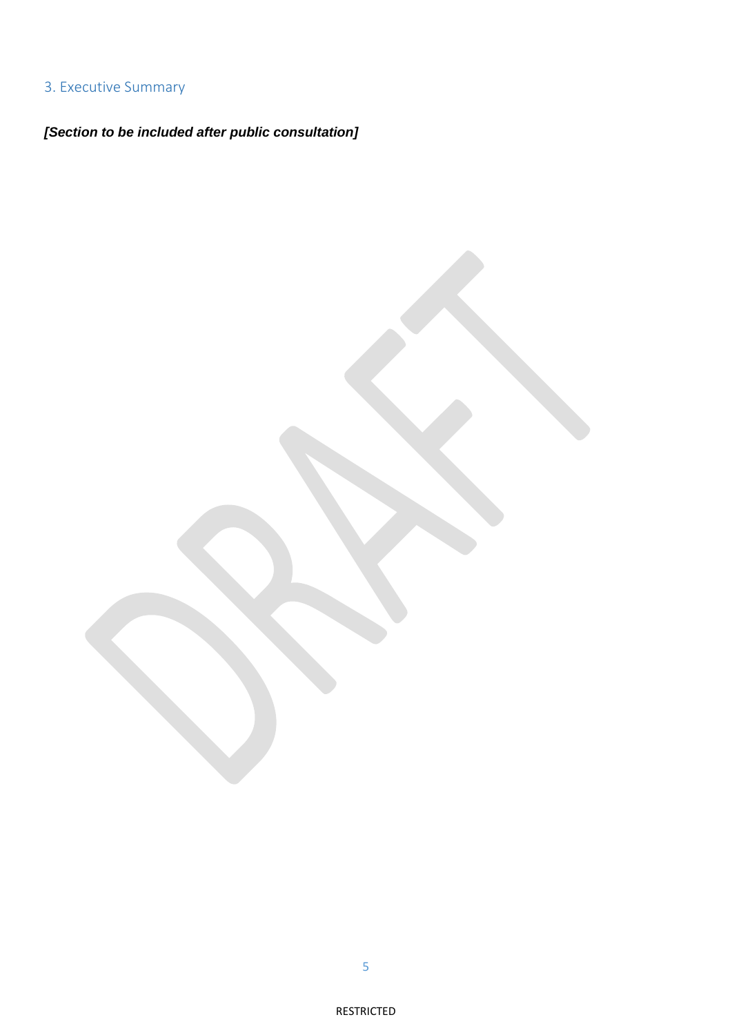## 3. Executive Summary

***[Section to be included after public consultation]***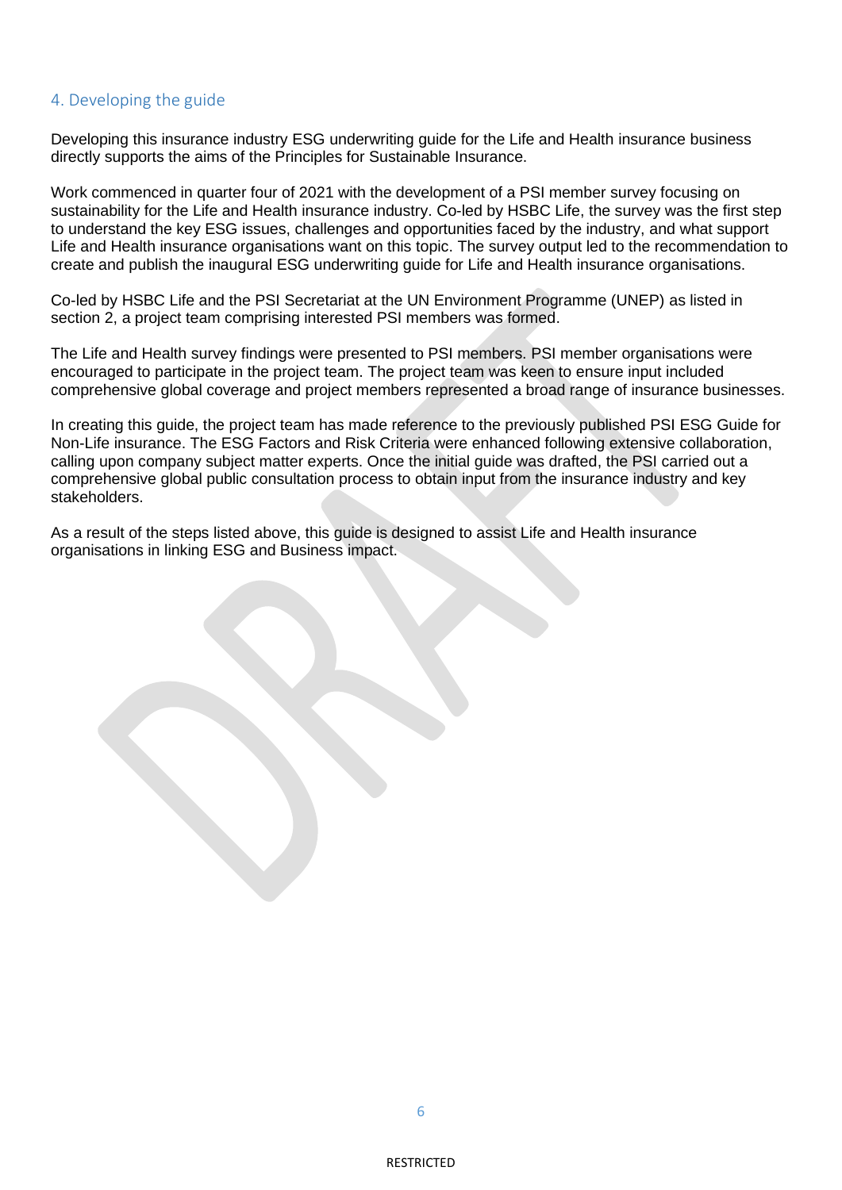## 4. Developing the guide

Developing this insurance industry ESG underwriting guide for the Life and Health insurance business directly supports the aims of the Principles for Sustainable Insurance.

Work commenced in quarter four of 2021 with the development of a PSI member survey focusing on sustainability for the Life and Health insurance industry. Co-led by HSBC Life, the survey was the first step to understand the key ESG issues, challenges and opportunities faced by the industry, and what support Life and Health insurance organisations want on this topic. The survey output led to the recommendation to create and publish the inaugural ESG underwriting guide for Life and Health insurance organisations.

Co-led by HSBC Life and the PSI Secretariat at the UN Environment Programme (UNEP) as listed in section 2, a project team comprising interested PSI members was formed.

The Life and Health survey findings were presented to PSI members. PSI member organisations were encouraged to participate in the project team. The project team was keen to ensure input included comprehensive global coverage and project members represented a broad range of insurance businesses.

In creating this guide, the project team has made reference to the previously published PSI ESG Guide for Non-Life insurance. The ESG Factors and Risk Criteria were enhanced following extensive collaboration, calling upon company subject matter experts. Once the initial guide was drafted, the PSI carried out a comprehensive global public consultation process to obtain input from the insurance industry and key stakeholders.

As a result of the steps listed above, this guide is designed to assist Life and Health insurance organisations in linking ESG and Business impact.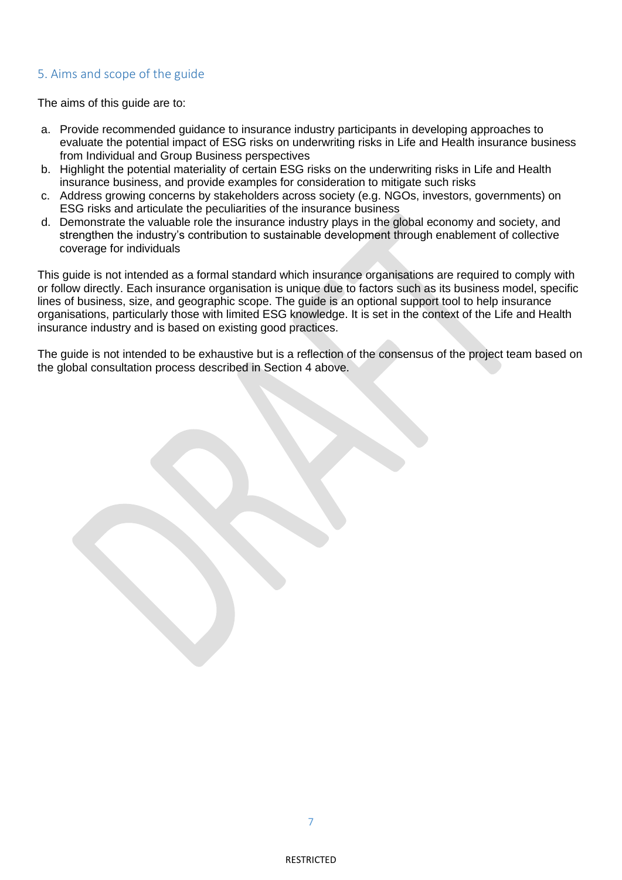## 5. Aims and scope of the guide

The aims of this guide are to:

a. Provide recommended guidance to insurance industry participants in developing approaches to evaluate the potential impact of ESG risks on underwriting risks in Life and Health insurance business from Individual and Group Business perspectives
b. Highlight the potential materiality of certain ESG risks on the underwriting risks in Life and Health insurance business, and provide examples for consideration to mitigate such risks
c. Address growing concerns by stakeholders across society (e.g. NGOs, investors, governments) on ESG risks and articulate the peculiarities of the insurance business
d. Demonstrate the valuable role the insurance industry plays in the global economy and society, and strengthen the industry's contribution to sustainable development through enablement of collective coverage for individuals

This guide is not intended as a formal standard which insurance organisations are required to comply with or follow directly. Each insurance organisation is unique due to factors such as its business model, specific lines of business, size, and geographic scope. The guide is an optional support tool to help insurance organisations, particularly those with limited ESG knowledge. It is set in the context of the Life and Health insurance industry and is based on existing good practices.

The guide is not intended to be exhaustive but is a reflection of the consensus of the project team based on the global consultation process described in Section 4 above.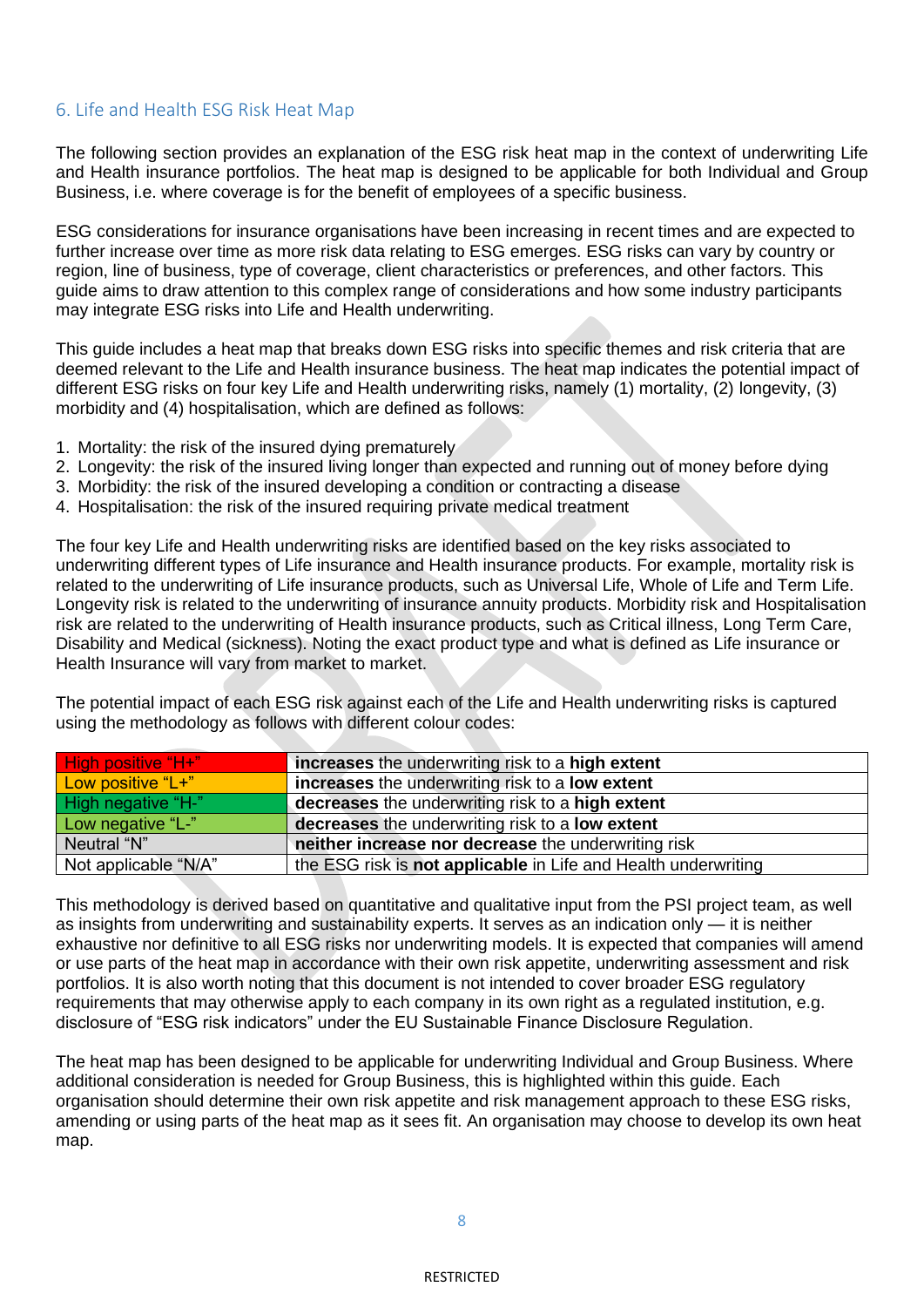## 6. Life and Health ESG Risk Heat Map

The following section provides an explanation of the ESG risk heat map in the context of underwriting Life and Health insurance portfolios. The heat map is designed to be applicable for both Individual and Group Business, i.e. where coverage is for the benefit of employees of a specific business.

ESG considerations for insurance organisations have been increasing in recent times and are expected to further increase over time as more risk data relating to ESG emerges. ESG risks can vary by country or region, line of business, type of coverage, client characteristics or preferences, and other factors. This guide aims to draw attention to this complex range of considerations and how some industry participants may integrate ESG risks into Life and Health underwriting.

This guide includes a heat map that breaks down ESG risks into specific themes and risk criteria that are deemed relevant to the Life and Health insurance business. The heat map indicates the potential impact of different ESG risks on four key Life and Health underwriting risks, namely (1) mortality, (2) longevity, (3) morbidity and (4) hospitalisation, which are defined as follows:

1. Mortality: the risk of the insured dying prematurely
2. Longevity: the risk of the insured living longer than expected and running out of money before dying
3. Morbidity: the risk of the insured developing a condition or contracting a disease
4. Hospitalisation: the risk of the insured requiring private medical treatment

The four key Life and Health underwriting risks are identified based on the key risks associated to underwriting different types of Life insurance and Health insurance products. For example, mortality risk is related to the underwriting of Life insurance products, such as Universal Life, Whole of Life and Term Life. Longevity risk is related to the underwriting of insurance annuity products. Morbidity risk and Hospitalisation risk are related to the underwriting of Health insurance products, such as Critical illness, Long Term Care, Disability and Medical (sickness). Noting the exact product type and what is defined as Life insurance or Health Insurance will vary from market to market.

The potential impact of each ESG risk against each of the Life and Health underwriting risks is captured using the methodology as follows with different colour codes:

| | |
|---|---|
| High positive "H+" | **increases** the underwriting risk to a **high extent** |
| Low positive "L+" | **increases** the underwriting risk to a **low extent** |
| High negative "H-" | **decreases** the underwriting risk to a **high extent** |
| Low negative "L-" | **decreases** the underwriting risk to a **low extent** |
| Neutral "N" | **neither increase nor decrease** the underwriting risk |
| Not applicable "N/A" | the ESG risk is **not applicable** in Life and Health underwriting |

This methodology is derived based on quantitative and qualitative input from the PSI project team, as well as insights from underwriting and sustainability experts. It serves as an indication only — it is neither exhaustive nor definitive to all ESG risks nor underwriting models. It is expected that companies will amend or use parts of the heat map in accordance with their own risk appetite, underwriting assessment and risk portfolios. It is also worth noting that this document is not intended to cover broader ESG regulatory requirements that may otherwise apply to each company in its own right as a regulated institution, e.g. disclosure of "ESG risk indicators" under the EU Sustainable Finance Disclosure Regulation.

The heat map has been designed to be applicable for underwriting Individual and Group Business. Where additional consideration is needed for Group Business, this is highlighted within this guide. Each organisation should determine their own risk appetite and risk management approach to these ESG risks, amending or using parts of the heat map as it sees fit. An organisation may choose to develop its own heat map.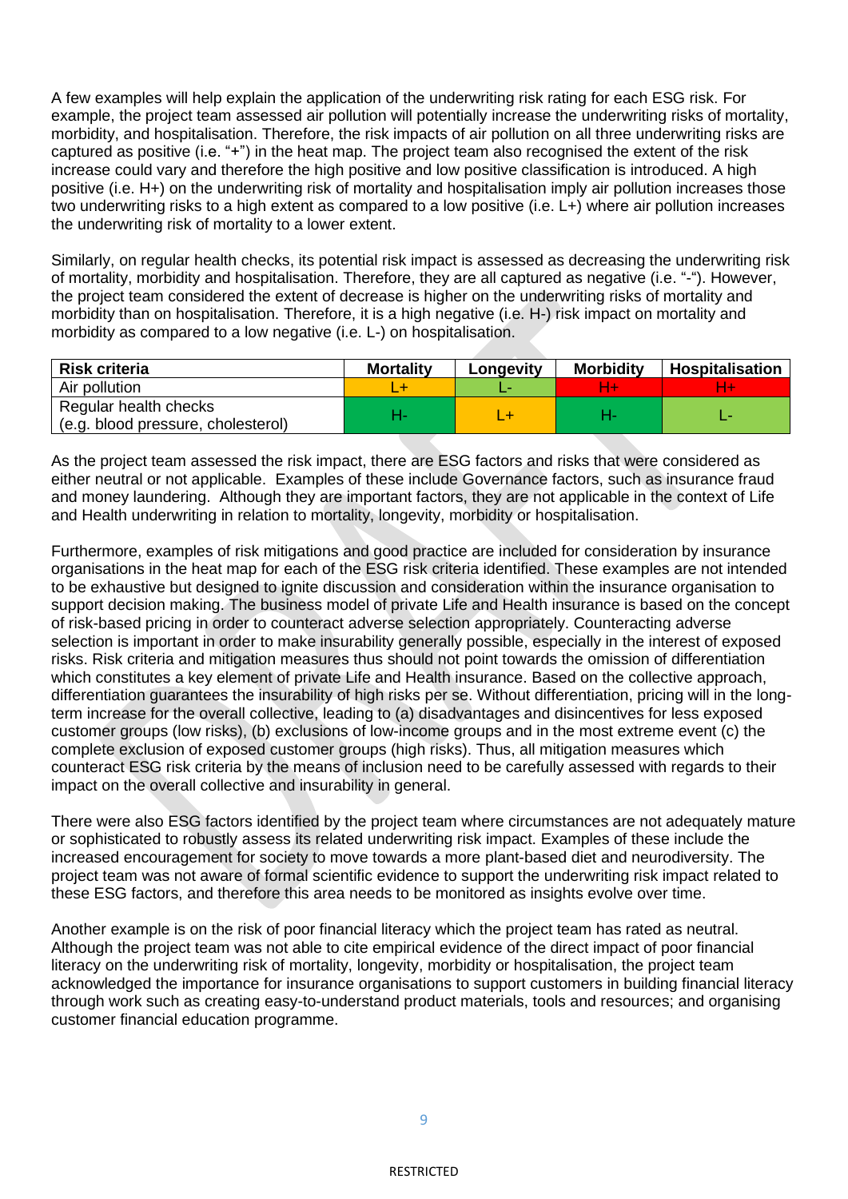A few examples will help explain the application of the underwriting risk rating for each ESG risk. For example, the project team assessed air pollution will potentially increase the underwriting risks of mortality, morbidity, and hospitalisation. Therefore, the risk impacts of air pollution on all three underwriting risks are captured as positive (i.e. "+") in the heat map. The project team also recognised the extent of the risk increase could vary and therefore the high positive and low positive classification is introduced. A high positive (i.e. H+) on the underwriting risk of mortality and hospitalisation imply air pollution increases those two underwriting risks to a high extent as compared to a low positive (i.e. L+) where air pollution increases the underwriting risk of mortality to a lower extent.

Similarly, on regular health checks, its potential risk impact is assessed as decreasing the underwriting risk of mortality, morbidity and hospitalisation. Therefore, they are all captured as negative (i.e. "-"). However, the project team considered the extent of decrease is higher on the underwriting risks of mortality and morbidity than on hospitalisation. Therefore, it is a high negative (i.e. H-) risk impact on mortality and morbidity as compared to a low negative (i.e. L-) on hospitalisation.

| Risk criteria | Mortality | Longevity | Morbidity | Hospitalisation |
|---|---|---|---|---|
| Air pollution | L+ | L- | H+ | H+ |
| Regular health checks (e.g. blood pressure, cholesterol) | H- | L+ | H- | L- |

As the project team assessed the risk impact, there are ESG factors and risks that were considered as either neutral or not applicable. Examples of these include Governance factors, such as insurance fraud and money laundering. Although they are important factors, they are not applicable in the context of Life and Health underwriting in relation to mortality, longevity, morbidity or hospitalisation.

Furthermore, examples of risk mitigations and good practice are included for consideration by insurance organisations in the heat map for each of the ESG risk criteria identified. These examples are not intended to be exhaustive but designed to ignite discussion and consideration within the insurance organisation to support decision making. The business model of private Life and Health insurance is based on the concept of risk-based pricing in order to counteract adverse selection appropriately. Counteracting adverse selection is important in order to make insurability generally possible, especially in the interest of exposed risks. Risk criteria and mitigation measures thus should not point towards the omission of differentiation which constitutes a key element of private Life and Health insurance. Based on the collective approach, differentiation guarantees the insurability of high risks per se. Without differentiation, pricing will in the long-term increase for the overall collective, leading to (a) disadvantages and disincentives for less exposed customer groups (low risks), (b) exclusions of low-income groups and in the most extreme event (c) the complete exclusion of exposed customer groups (high risks). Thus, all mitigation measures which counteract ESG risk criteria by the means of inclusion need to be carefully assessed with regards to their impact on the overall collective and insurability in general.

There were also ESG factors identified by the project team where circumstances are not adequately mature or sophisticated to robustly assess its related underwriting risk impact. Examples of these include the increased encouragement for society to move towards a more plant-based diet and neurodiversity. The project team was not aware of formal scientific evidence to support the underwriting risk impact related to these ESG factors, and therefore this area needs to be monitored as insights evolve over time.

Another example is on the risk of poor financial literacy which the project team has rated as neutral. Although the project team was not able to cite empirical evidence of the direct impact of poor financial literacy on the underwriting risk of mortality, longevity, morbidity or hospitalisation, the project team acknowledged the importance for insurance organisations to support customers in building financial literacy through work such as creating easy-to-understand product materials, tools and resources; and organising customer financial education programme.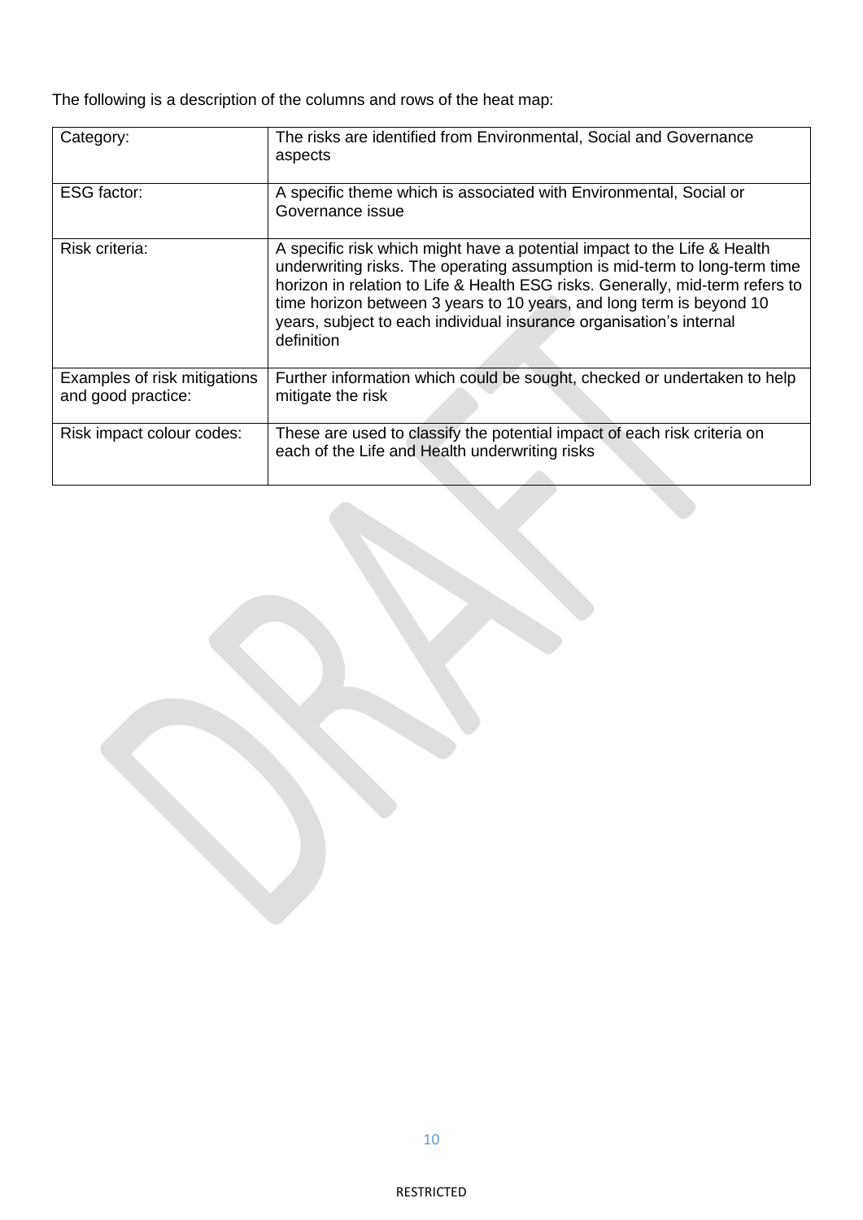The following is a description of the columns and rows of the heat map:

| | |
|---|---|
| Category: | The risks are identified from Environmental, Social and Governance aspects |
| ESG factor: | A specific theme which is associated with Environmental, Social or Governance issue |
| Risk criteria: | A specific risk which might have a potential impact to the Life & Health underwriting risks. The operating assumption is mid-term to long-term time horizon in relation to Life & Health ESG risks. Generally, mid-term refers to time horizon between 3 years to 10 years, and long term is beyond 10 years, subject to each individual insurance organisation's internal definition |
| Examples of risk mitigations and good practice: | Further information which could be sought, checked or undertaken to help mitigate the risk |
| Risk impact colour codes: | These are used to classify the potential impact of each risk criteria on each of the Life and Health underwriting risks |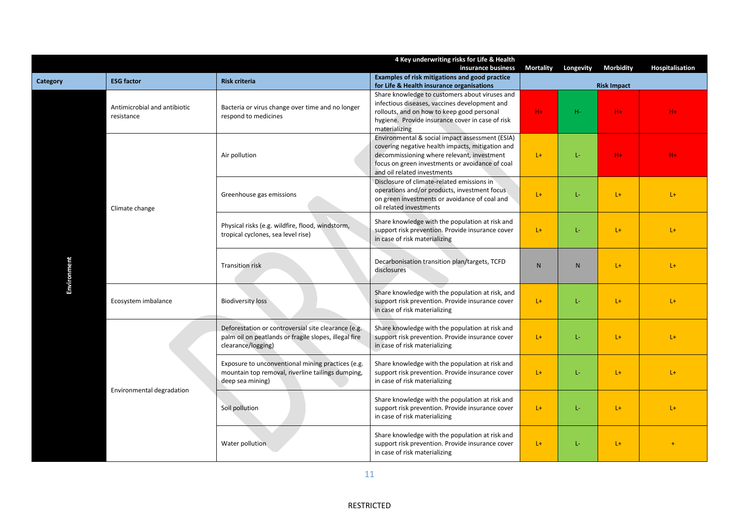| | | | 4 Key underwriting risks for Life & Health insurance business | Mortality | Longevity | Morbidity | Hospitalisation |
|---|---|---|---|---|---|---|---|
| **Category** | **ESG factor** | **Risk criteria** | **Examples of risk mitigations and good practice for Life & Health insurance organisations** | **Risk Impact** | | | |
| Environment | Antimicrobial and antibiotic resistance | Bacteria or virus change over time and no longer respond to medicines | Share knowledge to customers about viruses and infectious diseases, vaccines development and rollouts, and on how to keep good personal hygiene. Provide insurance cover in case of risk materializing | H+ | H- | H+ | H+ |
| | Climate change | Air pollution | Environmental & social impact assessment (ESIA) covering negative health impacts, mitigation and decommissioning where relevant, investment focus on green investments or avoidance of coal and oil related investments | L+ | L- | H+ | H+ |
| | | Greenhouse gas emissions | Disclosure of climate-related emissions in operations and/or products, investment focus on green investments or avoidance of coal and oil related investments | L+ | L- | L+ | L+ |
| | | Physical risks (e.g. wildfire, flood, windstorm, tropical cyclones, sea level rise) | Share knowledge with the population at risk and support risk prevention. Provide insurance cover in case of risk materializing | L+ | L- | L+ | L+ |
| | | Transition risk | Decarbonisation transition plan/targets, TCFD disclosures | N | N | L+ | L+ |
| | Ecosystem imbalance | Biodiversity loss | Share knowledge with the population at risk, and support risk prevention. Provide insurance cover in case of risk materializing | L+ | L- | L+ | L+ |
| | Environmental degradation | Deforestation or controversial site clearance (e.g. palm oil on peatlands or fragile slopes, illegal fire clearance/logging) | Share knowledge with the population at risk and support risk prevention. Provide insurance cover in case of risk materializing | L+ | L- | L+ | L+ |
| | | Exposure to unconventional mining practices (e.g. mountain top removal, riverline tailings dumping, deep sea mining) | Share knowledge with the population at risk and support risk prevention. Provide insurance cover in case of risk materializing | L+ | L- | L+ | L+ |
| | | Soil pollution | Share knowledge with the population at risk and support risk prevention. Provide insurance cover in case of risk materializing | L+ | L- | L+ | L+ |
| | | Water pollution | Share knowledge with the population at risk and support risk prevention. Provide insurance cover in case of risk materializing | L+ | L- | L+ | + |

RESTRICTED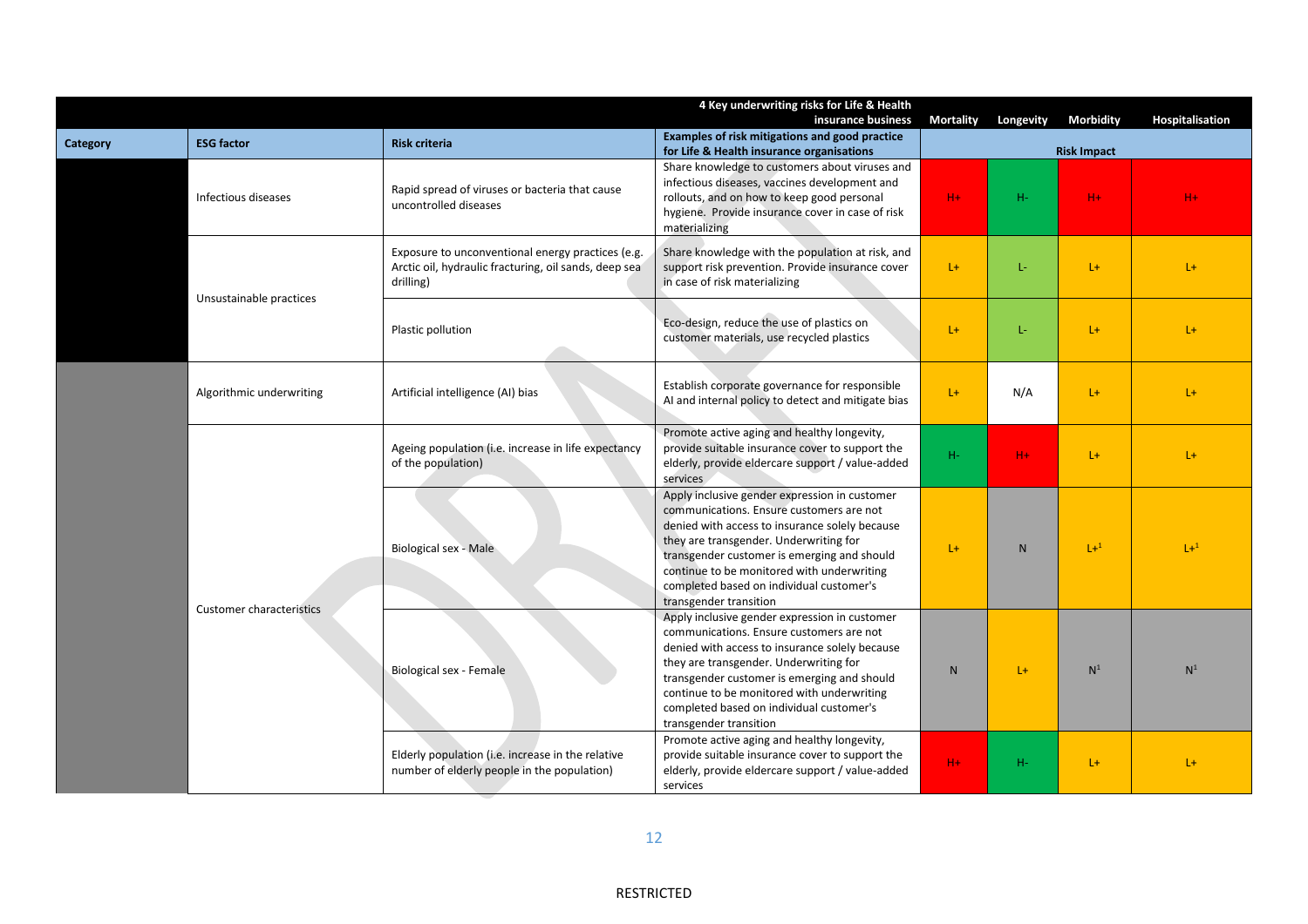| Category | ESG factor | Risk criteria | Examples of risk mitigations and good practice for Life & Health insurance organisations | Mortality | Longevity | Morbidity | Hospitalisation |
|---|---|---|---|---|---|---|---|
| | | | 4 Key underwriting risks for Life & Health insurance business | Risk Impact | | | |
| | Infectious diseases | Rapid spread of viruses or bacteria that cause uncontrolled diseases | Share knowledge to customers about viruses and infectious diseases, vaccines development and rollouts, and on how to keep good personal hygiene. Provide insurance cover in case of risk materializing | H+ | H- | H+ | H+ |
| | Unsustainable practices | Exposure to unconventional energy practices (e.g. Arctic oil, hydraulic fracturing, oil sands, deep sea drilling) | Share knowledge with the population at risk, and support risk prevention. Provide insurance cover in case of risk materializing | L+ | L- | L+ | L+ |
| | | Plastic pollution | Eco-design, reduce the use of plastics on customer materials, use recycled plastics | L+ | L- | L+ | L+ |
| | Algorithmic underwriting | Artificial intelligence (AI) bias | Establish corporate governance for responsible AI and internal policy to detect and mitigate bias | L+ | N/A | L+ | L+ |
| | Customer characteristics | Ageing population (i.e. increase in life expectancy of the population) | Promote active aging and healthy longevity, provide suitable insurance cover to support the elderly, provide eldercare support / value-added services | H- | H+ | L+ | L+ |
| | | Biological sex - Male | Apply inclusive gender expression in customer communications. Ensure customers are not denied with access to insurance solely because they are transgender. Underwriting for transgender customer is emerging and should continue to be monitored with underwriting completed based on individual customer's transgender transition | L+ | N | L+[1] | L+[1] |
| | | Biological sex - Female | Apply inclusive gender expression in customer communications. Ensure customers are not denied with access to insurance solely because they are transgender. Underwriting for transgender customer is emerging and should continue to be monitored with underwriting completed based on individual customer's transgender transition | N | L+ | N[1] | N[1] |
| | | Elderly population (i.e. increase in the relative number of elderly people in the population) | Promote active aging and healthy longevity, provide suitable insurance cover to support the elderly, provide eldercare support / value-added services | H+ | H- | L+ | L+ |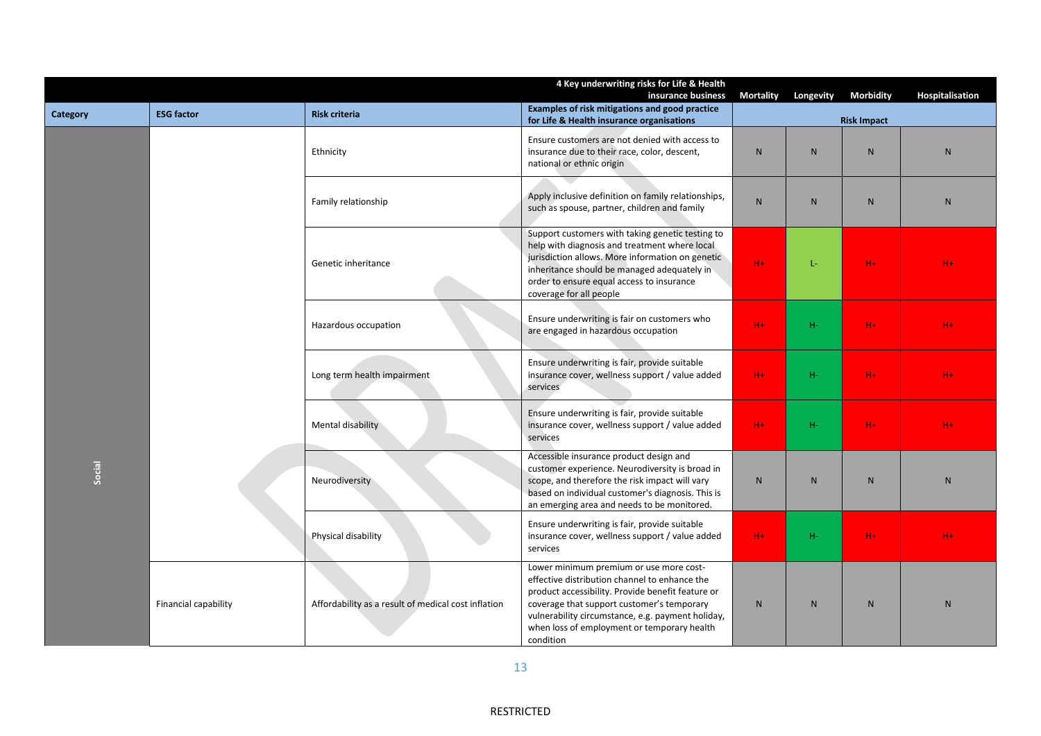| | | | 4 Key underwriting risks for Life & Health insurance business | Mortality | Longevity | Morbidity | Hospitalisation |
|---|---|---|---|---|---|---|---|
| **Category** | **ESG factor** | **Risk criteria** | **Examples of risk mitigations and good practice for Life & Health insurance organisations** | **Risk Impact** | | | |
| Social | | Ethnicity | Ensure customers are not denied with access to insurance due to their race, color, descent, national or ethnic origin | N | N | N | N |
| | | Family relationship | Apply inclusive definition on family relationships, such as spouse, partner, children and family | N | N | N | N |
| | | Genetic inheritance | Support customers with taking genetic testing to help with diagnosis and treatment where local jurisdiction allows. More information on genetic inheritance should be managed adequately in order to ensure equal access to insurance coverage for all people | H+ | L- | H+ | H+ |
| | | Hazardous occupation | Ensure underwriting is fair on customers who are engaged in hazardous occupation | H+ | H- | H+ | H+ |
| | | Long term health impairment | Ensure underwriting is fair, provide suitable insurance cover, wellness support / value added services | H+ | H- | H+ | H+ |
| | | Mental disability | Ensure underwriting is fair, provide suitable insurance cover, wellness support / value added services | H+ | H- | H+ | H+ |
| | | Neurodiversity | Accessible insurance product design and customer experience. Neurodiversity is broad in scope, and therefore the risk impact will vary based on individual customer's diagnosis. This is an emerging area and needs to be monitored. | N | N | N | N |
| | | Physical disability | Ensure underwriting is fair, provide suitable insurance cover, wellness support / value added services | H+ | H- | H+ | H+ |
| | Financial capability | Affordability as a result of medical cost inflation | Lower minimum premium or use more cost-effective distribution channel to enhance the product accessibility. Provide benefit feature or coverage that support customer's temporary vulnerability circumstance, e.g. payment holiday, when loss of employment or temporary health condition | N | N | N | N |

RESTRICTED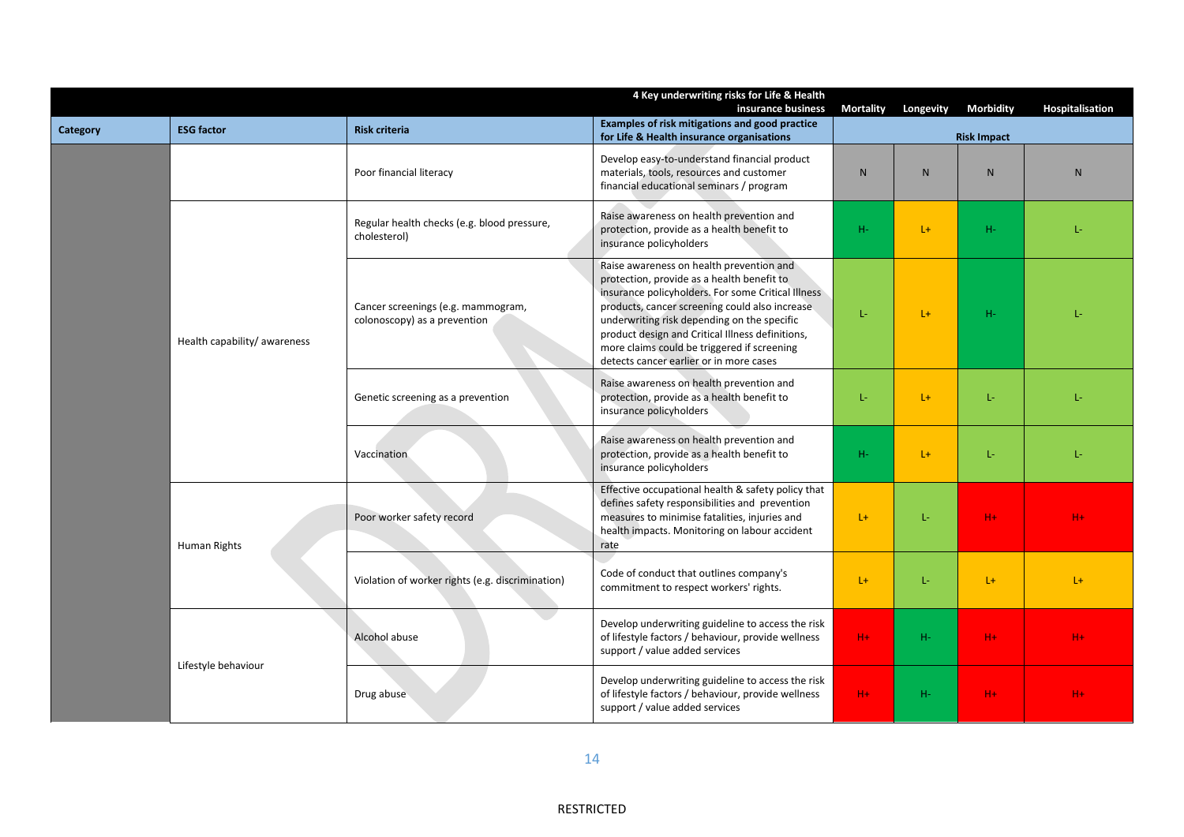| Category | ESG factor | Risk criteria | Examples of risk mitigations and good practice for Life & Health insurance organisations | Mortality | Longevity | Morbidity | Hospitalisation |
|---|---|---|---|---|---|---|---|
| | | | **4 Key underwriting risks for Life & Health insurance business** | **Risk Impact** | | | |
| | | Poor financial literacy | Develop easy-to-understand financial product materials, tools, resources and customer financial educational seminars / program | N | N | N | N |
| | Health capability/ awareness | Regular health checks (e.g. blood pressure, cholesterol) | Raise awareness on health prevention and protection, provide as a health benefit to insurance policyholders | H- | L+ | H- | L- |
| | | Cancer screenings (e.g. mammogram, colonoscopy) as a prevention | Raise awareness on health prevention and protection, provide as a health benefit to insurance policyholders. For some Critical Illness products, cancer screening could also increase underwriting risk depending on the specific product design and Critical Illness definitions, more claims could be triggered if screening detects cancer earlier or in more cases | L- | L+ | H- | L- |
| | | Genetic screening as a prevention | Raise awareness on health prevention and protection, provide as a health benefit to insurance policyholders | L- | L+ | L- | L- |
| | | Vaccination | Raise awareness on health prevention and protection, provide as a health benefit to insurance policyholders | H- | L+ | L- | L- |
| | Human Rights | Poor worker safety record | Effective occupational health & safety policy that defines safety responsibilities and prevention measures to minimise fatalities, injuries and health impacts. Monitoring on labour accident rate | L+ | L- | H+ | H+ |
| | | Violation of worker rights (e.g. discrimination) | Code of conduct that outlines company's commitment to respect workers' rights. | L+ | L- | L+ | L+ |
| | Lifestyle behaviour | Alcohol abuse | Develop underwriting guideline to access the risk of lifestyle factors / behaviour, provide wellness support / value added services | H+ | H- | H+ | H+ |
| | | Drug abuse | Develop underwriting guideline to access the risk of lifestyle factors / behaviour, provide wellness support / value added services | H+ | H- | H+ | H+ |

RESTRICTED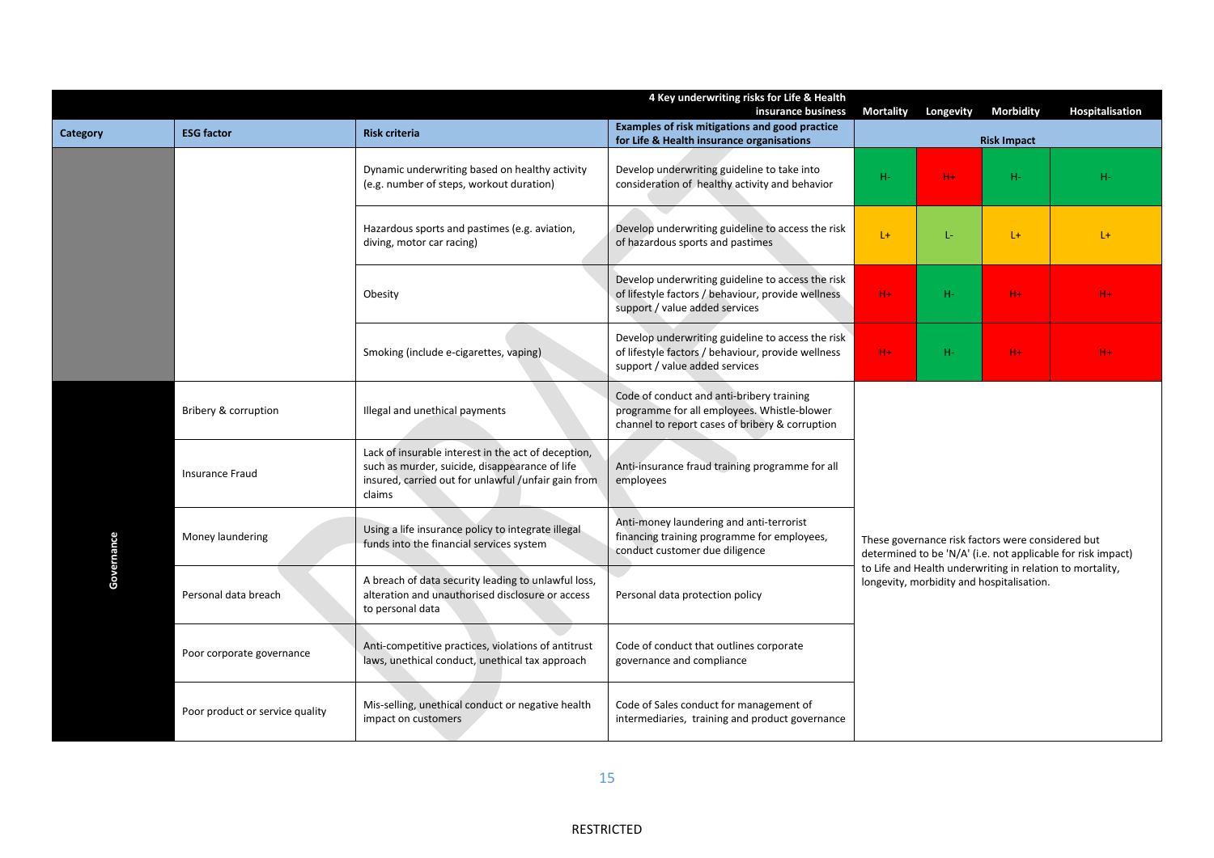| | | | 4 Key underwriting risks for Life & Health insurance business | Mortality | Longevity | Morbidity | Hospitalisation |
|---|---|---|---|---|---|---|---|
| **Category** | **ESG factor** | **Risk criteria** | **Examples of risk mitigations and good practice for Life & Health insurance organisations** | **Risk Impact** | | | |
| | | Dynamic underwriting based on healthy activity (e.g. number of steps, workout duration) | Develop underwriting guideline to take into consideration of healthy activity and behavior | H- | H+ | H- | H- |
| | | Hazardous sports and pastimes (e.g. aviation, diving, motor car racing) | Develop underwriting guideline to access the risk of hazardous sports and pastimes | L+ | L- | L+ | L+ |
| | | Obesity | Develop underwriting guideline to access the risk of lifestyle factors / behaviour, provide wellness support / value added services | H+ | H- | H+ | H+ |
| | | Smoking (include e-cigarettes, vaping) | Develop underwriting guideline to access the risk of lifestyle factors / behaviour, provide wellness support / value added services | H+ | H- | H+ | H+ |
| Governance | Bribery & corruption | Illegal and unethical payments | Code of conduct and anti-bribery training programme for all employees. Whistle-blower channel to report cases of bribery & corruption | These governance risk factors were considered but determined to be 'N/A' (i.e. not applicable for risk impact) to Life and Health underwriting in relation to mortality, longevity, morbidity and hospitalisation. | | | |
| Governance | Insurance Fraud | Lack of insurable interest in the act of deception, such as murder, suicide, disappearance of life insured, carried out for unlawful /unfair gain from claims | Anti-insurance fraud training programme for all employees | | | | |
| Governance | Money laundering | Using a life insurance policy to integrate illegal funds into the financial services system | Anti-money laundering and anti-terrorist financing training programme for employees, conduct customer due diligence | | | | |
| Governance | Personal data breach | A breach of data security leading to unlawful loss, alteration and unauthorised disclosure or access to personal data | Personal data protection policy | | | | |
| Governance | Poor corporate governance | Anti-competitive practices, violations of antitrust laws, unethical conduct, unethical tax approach | Code of conduct that outlines corporate governance and compliance | | | | |
| Governance | Poor product or service quality | Mis-selling, unethical conduct or negative health impact on customers | Code of Sales conduct for management of intermediaries, training and product governance | | | | |

RESTRICTED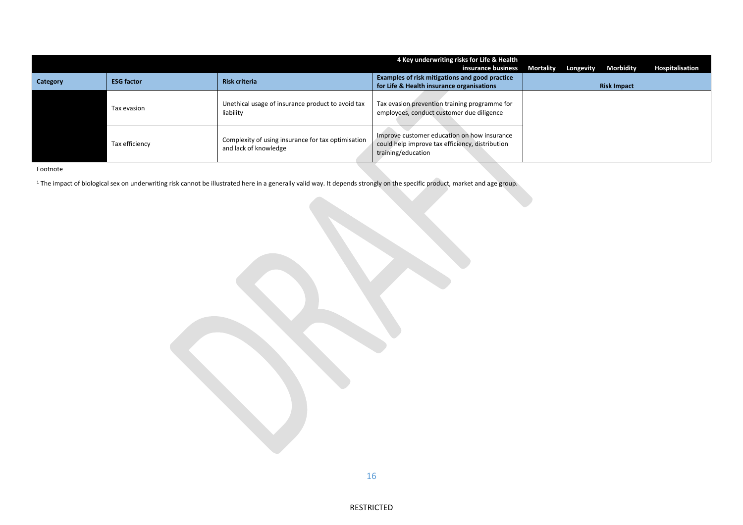| | | | 4 Key underwriting risks for Life & Health insurance business | Mortality | Longevity | Morbidity | Hospitalisation |
|---|---|---|---|---|---|---|---|
| **Category** | **ESG factor** | **Risk criteria** | **Examples of risk mitigations and good practice for Life & Health insurance organisations** | **Risk Impact** | | | |
| | Tax evasion | Unethical usage of insurance product to avoid tax liability | Tax evasion prevention training programme for employees, conduct customer due diligence | | | | |
| | Tax efficiency | Complexity of using insurance for tax optimisation and lack of knowledge | Improve customer education on how insurance could help improve tax efficiency, distribution training/education | | | | |

Footnote

[1] The impact of biological sex on underwriting risk cannot be illustrated here in a generally valid way. It depends strongly on the specific product, market and age group.

RESTRICTED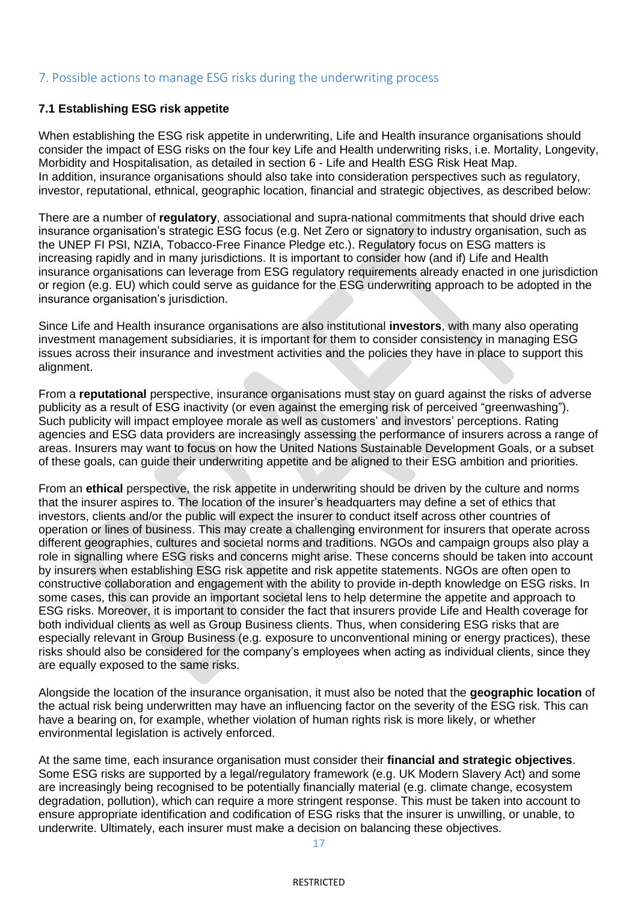## 7. Possible actions to manage ESG risks during the underwriting process

### 7.1 Establishing ESG risk appetite

When establishing the ESG risk appetite in underwriting, Life and Health insurance organisations should consider the impact of ESG risks on the four key Life and Health underwriting risks, i.e. Mortality, Longevity, Morbidity and Hospitalisation, as detailed in section 6 - Life and Health ESG Risk Heat Map.
In addition, insurance organisations should also take into consideration perspectives such as regulatory, investor, reputational, ethnical, geographic location, financial and strategic objectives, as described below:

There are a number of **regulatory**, associational and supra-national commitments that should drive each insurance organisation's strategic ESG focus (e.g. Net Zero or signatory to industry organisation, such as the UNEP FI PSI, NZIA, Tobacco-Free Finance Pledge etc.). Regulatory focus on ESG matters is increasing rapidly and in many jurisdictions. It is important to consider how (and if) Life and Health insurance organisations can leverage from ESG regulatory requirements already enacted in one jurisdiction or region (e.g. EU) which could serve as guidance for the ESG underwriting approach to be adopted in the insurance organisation's jurisdiction.

Since Life and Health insurance organisations are also institutional **investors**, with many also operating investment management subsidiaries, it is important for them to consider consistency in managing ESG issues across their insurance and investment activities and the policies they have in place to support this alignment.

From a **reputational** perspective, insurance organisations must stay on guard against the risks of adverse publicity as a result of ESG inactivity (or even against the emerging risk of perceived "greenwashing"). Such publicity will impact employee morale as well as customers' and investors' perceptions. Rating agencies and ESG data providers are increasingly assessing the performance of insurers across a range of areas. Insurers may want to focus on how the United Nations Sustainable Development Goals, or a subset of these goals, can guide their underwriting appetite and be aligned to their ESG ambition and priorities.

From an **ethical** perspective, the risk appetite in underwriting should be driven by the culture and norms that the insurer aspires to. The location of the insurer's headquarters may define a set of ethics that investors, clients and/or the public will expect the insurer to conduct itself across other countries of operation or lines of business. This may create a challenging environment for insurers that operate across different geographies, cultures and societal norms and traditions. NGOs and campaign groups also play a role in signalling where ESG risks and concerns might arise. These concerns should be taken into account by insurers when establishing ESG risk appetite and risk appetite statements. NGOs are often open to constructive collaboration and engagement with the ability to provide in-depth knowledge on ESG risks. In some cases, this can provide an important societal lens to help determine the appetite and approach to ESG risks. Moreover, it is important to consider the fact that insurers provide Life and Health coverage for both individual clients as well as Group Business clients. Thus, when considering ESG risks that are especially relevant in Group Business (e.g. exposure to unconventional mining or energy practices), these risks should also be considered for the company's employees when acting as individual clients, since they are equally exposed to the same risks.

Alongside the location of the insurance organisation, it must also be noted that the **geographic location** of the actual risk being underwritten may have an influencing factor on the severity of the ESG risk. This can have a bearing on, for example, whether violation of human rights risk is more likely, or whether environmental legislation is actively enforced.

At the same time, each insurance organisation must consider their **financial and strategic objectives**. Some ESG risks are supported by a legal/regulatory framework (e.g. UK Modern Slavery Act) and some are increasingly being recognised to be potentially financially material (e.g. climate change, ecosystem degradation, pollution), which can require a more stringent response. This must be taken into account to ensure appropriate identification and codification of ESG risks that the insurer is unwilling, or unable, to underwrite. Ultimately, each insurer must make a decision on balancing these objectives.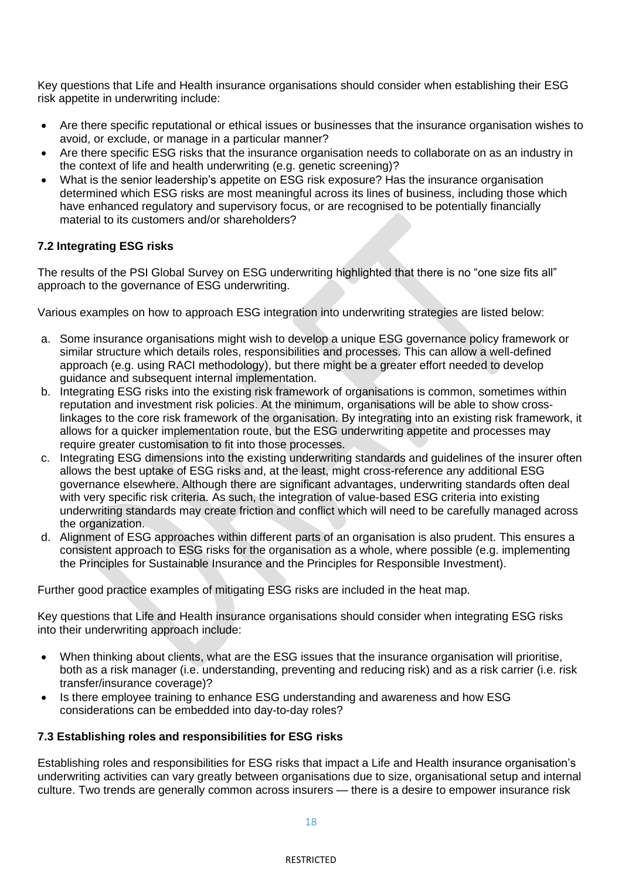Key questions that Life and Health insurance organisations should consider when establishing their ESG risk appetite in underwriting include:

- Are there specific reputational or ethical issues or businesses that the insurance organisation wishes to avoid, or exclude, or manage in a particular manner?
- Are there specific ESG risks that the insurance organisation needs to collaborate on as an industry in the context of life and health underwriting (e.g. genetic screening)?
- What is the senior leadership's appetite on ESG risk exposure? Has the insurance organisation determined which ESG risks are most meaningful across its lines of business, including those which have enhanced regulatory and supervisory focus, or are recognised to be potentially financially material to its customers and/or shareholders?

### 7.2 Integrating ESG risks

The results of the PSI Global Survey on ESG underwriting highlighted that there is no "one size fits all" approach to the governance of ESG underwriting.

Various examples on how to approach ESG integration into underwriting strategies are listed below:

a. Some insurance organisations might wish to develop a unique ESG governance policy framework or similar structure which details roles, responsibilities and processes. This can allow a well-defined approach (e.g. using RACI methodology), but there might be a greater effort needed to develop guidance and subsequent internal implementation.
b. Integrating ESG risks into the existing risk framework of organisations is common, sometimes within reputation and investment risk policies. At the minimum, organisations will be able to show cross-linkages to the core risk framework of the organisation. By integrating into an existing risk framework, it allows for a quicker implementation route, but the ESG underwriting appetite and processes may require greater customisation to fit into those processes.
c. Integrating ESG dimensions into the existing underwriting standards and guidelines of the insurer often allows the best uptake of ESG risks and, at the least, might cross-reference any additional ESG governance elsewhere. Although there are significant advantages, underwriting standards often deal with very specific risk criteria. As such, the integration of value-based ESG criteria into existing underwriting standards may create friction and conflict which will need to be carefully managed across the organization.
d. Alignment of ESG approaches within different parts of an organisation is also prudent. This ensures a consistent approach to ESG risks for the organisation as a whole, where possible (e.g. implementing the Principles for Sustainable Insurance and the Principles for Responsible Investment).

Further good practice examples of mitigating ESG risks are included in the heat map.

Key questions that Life and Health insurance organisations should consider when integrating ESG risks into their underwriting approach include:

- When thinking about clients, what are the ESG issues that the insurance organisation will prioritise, both as a risk manager (i.e. understanding, preventing and reducing risk) and as a risk carrier (i.e. risk transfer/insurance coverage)?
- Is there employee training to enhance ESG understanding and awareness and how ESG considerations can be embedded into day-to-day roles?

### 7.3 Establishing roles and responsibilities for ESG risks

Establishing roles and responsibilities for ESG risks that impact a Life and Health insurance organisation's underwriting activities can vary greatly between organisations due to size, organisational setup and internal culture. Two trends are generally common across insurers — there is a desire to empower insurance risk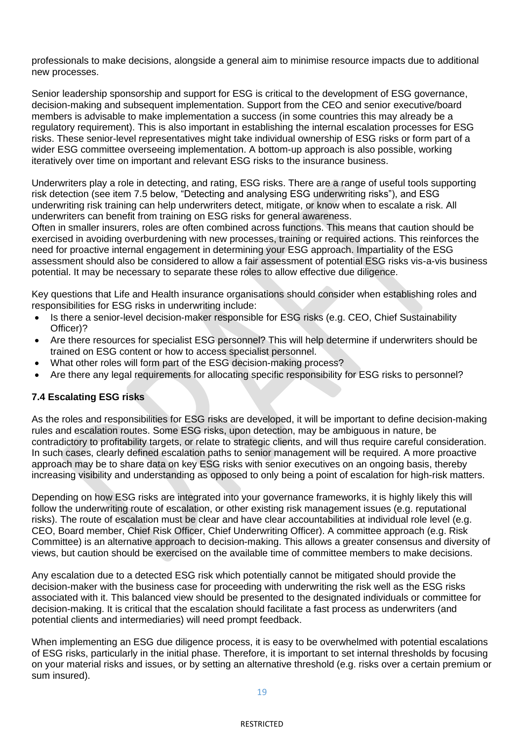professionals to make decisions, alongside a general aim to minimise resource impacts due to additional new processes.

Senior leadership sponsorship and support for ESG is critical to the development of ESG governance, decision-making and subsequent implementation. Support from the CEO and senior executive/board members is advisable to make implementation a success (in some countries this may already be a regulatory requirement). This is also important in establishing the internal escalation processes for ESG risks. These senior-level representatives might take individual ownership of ESG risks or form part of a wider ESG committee overseeing implementation. A bottom-up approach is also possible, working iteratively over time on important and relevant ESG risks to the insurance business.

Underwriters play a role in detecting, and rating, ESG risks. There are a range of useful tools supporting risk detection (see item 7.5 below, "Detecting and analysing ESG underwriting risks"), and ESG underwriting risk training can help underwriters detect, mitigate, or know when to escalate a risk. All underwriters can benefit from training on ESG risks for general awareness.
Often in smaller insurers, roles are often combined across functions. This means that caution should be exercised in avoiding overburdening with new processes, training or required actions. This reinforces the need for proactive internal engagement in determining your ESG approach. Impartiality of the ESG assessment should also be considered to allow a fair assessment of potential ESG risks vis-a-vis business potential. It may be necessary to separate these roles to allow effective due diligence.

Key questions that Life and Health insurance organisations should consider when establishing roles and responsibilities for ESG risks in underwriting include:

- Is there a senior-level decision-maker responsible for ESG risks (e.g. CEO, Chief Sustainability Officer)?
- Are there resources for specialist ESG personnel? This will help determine if underwriters should be trained on ESG content or how to access specialist personnel.
- What other roles will form part of the ESG decision-making process?
- Are there any legal requirements for allocating specific responsibility for ESG risks to personnel?

### 7.4 Escalating ESG risks

As the roles and responsibilities for ESG risks are developed, it will be important to define decision-making rules and escalation routes. Some ESG risks, upon detection, may be ambiguous in nature, be contradictory to profitability targets, or relate to strategic clients, and will thus require careful consideration. In such cases, clearly defined escalation paths to senior management will be required. A more proactive approach may be to share data on key ESG risks with senior executives on an ongoing basis, thereby increasing visibility and understanding as opposed to only being a point of escalation for high-risk matters.

Depending on how ESG risks are integrated into your governance frameworks, it is highly likely this will follow the underwriting route of escalation, or other existing risk management issues (e.g. reputational risks). The route of escalation must be clear and have clear accountabilities at individual role level (e.g. CEO, Board member, Chief Risk Officer, Chief Underwriting Officer). A committee approach (e.g. Risk Committee) is an alternative approach to decision-making. This allows a greater consensus and diversity of views, but caution should be exercised on the available time of committee members to make decisions.

Any escalation due to a detected ESG risk which potentially cannot be mitigated should provide the decision-maker with the business case for proceeding with underwriting the risk well as the ESG risks associated with it. This balanced view should be presented to the designated individuals or committee for decision-making. It is critical that the escalation should facilitate a fast process as underwriters (and potential clients and intermediaries) will need prompt feedback.

When implementing an ESG due diligence process, it is easy to be overwhelmed with potential escalations of ESG risks, particularly in the initial phase. Therefore, it is important to set internal thresholds by focusing on your material risks and issues, or by setting an alternative threshold (e.g. risks over a certain premium or sum insured).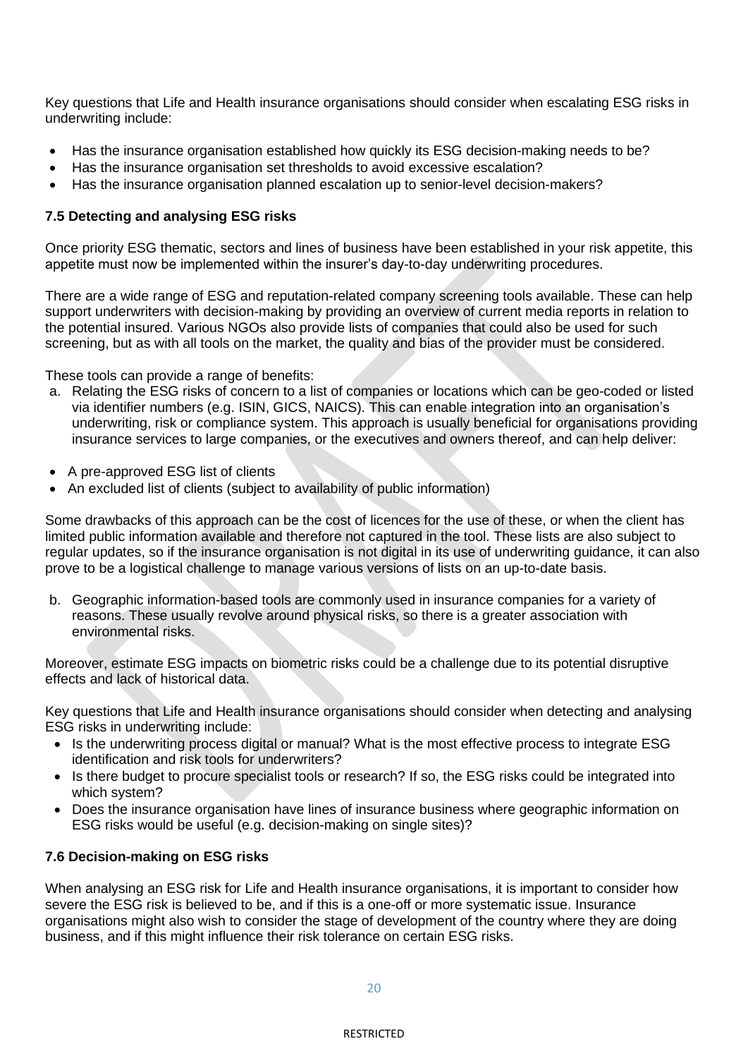Key questions that Life and Health insurance organisations should consider when escalating ESG risks in underwriting include:

- Has the insurance organisation established how quickly its ESG decision-making needs to be?
- Has the insurance organisation set thresholds to avoid excessive escalation?
- Has the insurance organisation planned escalation up to senior-level decision-makers?

**7.5 Detecting and analysing ESG risks**

Once priority ESG thematic, sectors and lines of business have been established in your risk appetite, this appetite must now be implemented within the insurer's day-to-day underwriting procedures.

There are a wide range of ESG and reputation-related company screening tools available. These can help support underwriters with decision-making by providing an overview of current media reports in relation to the potential insured. Various NGOs also provide lists of companies that could also be used for such screening, but as with all tools on the market, the quality and bias of the provider must be considered.

These tools can provide a range of benefits:

a. Relating the ESG risks of concern to a list of companies or locations which can be geo-coded or listed via identifier numbers (e.g. ISIN, GICS, NAICS). This can enable integration into an organisation's underwriting, risk or compliance system. This approach is usually beneficial for organisations providing insurance services to large companies, or the executives and owners thereof, and can help deliver:

- A pre-approved ESG list of clients
- An excluded list of clients (subject to availability of public information)

Some drawbacks of this approach can be the cost of licences for the use of these, or when the client has limited public information available and therefore not captured in the tool. These lists are also subject to regular updates, so if the insurance organisation is not digital in its use of underwriting guidance, it can also prove to be a logistical challenge to manage various versions of lists on an up-to-date basis.

b. Geographic information-based tools are commonly used in insurance companies for a variety of reasons. These usually revolve around physical risks, so there is a greater association with environmental risks.

Moreover, estimate ESG impacts on biometric risks could be a challenge due to its potential disruptive effects and lack of historical data.

Key questions that Life and Health insurance organisations should consider when detecting and analysing ESG risks in underwriting include:

- Is the underwriting process digital or manual? What is the most effective process to integrate ESG identification and risk tools for underwriters?
- Is there budget to procure specialist tools or research? If so, the ESG risks could be integrated into which system?
- Does the insurance organisation have lines of insurance business where geographic information on ESG risks would be useful (e.g. decision-making on single sites)?

**7.6 Decision-making on ESG risks**

When analysing an ESG risk for Life and Health insurance organisations, it is important to consider how severe the ESG risk is believed to be, and if this is a one-off or more systematic issue. Insurance organisations might also wish to consider the stage of development of the country where they are doing business, and if this might influence their risk tolerance on certain ESG risks.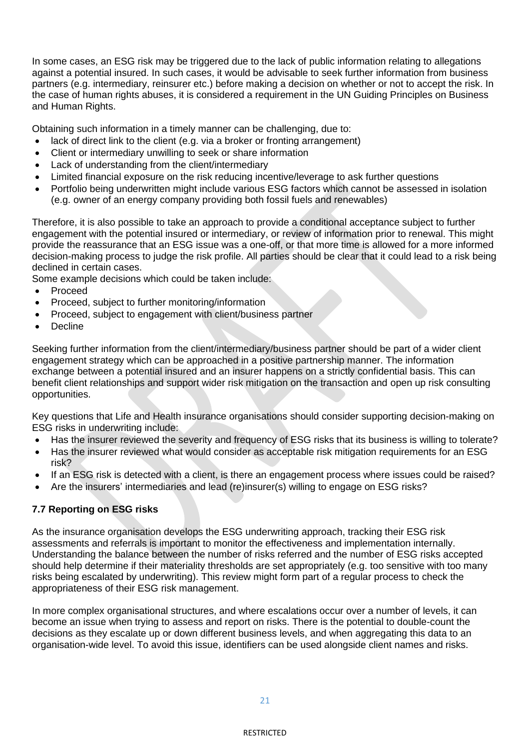In some cases, an ESG risk may be triggered due to the lack of public information relating to allegations against a potential insured. In such cases, it would be advisable to seek further information from business partners (e.g. intermediary, reinsurer etc.) before making a decision on whether or not to accept the risk. In the case of human rights abuses, it is considered a requirement in the UN Guiding Principles on Business and Human Rights.

Obtaining such information in a timely manner can be challenging, due to:

- lack of direct link to the client (e.g. via a broker or fronting arrangement)
- Client or intermediary unwilling to seek or share information
- Lack of understanding from the client/intermediary
- Limited financial exposure on the risk reducing incentive/leverage to ask further questions
- Portfolio being underwritten might include various ESG factors which cannot be assessed in isolation (e.g. owner of an energy company providing both fossil fuels and renewables)

Therefore, it is also possible to take an approach to provide a conditional acceptance subject to further engagement with the potential insured or intermediary, or review of information prior to renewal. This might provide the reassurance that an ESG issue was a one-off, or that more time is allowed for a more informed decision-making process to judge the risk profile. All parties should be clear that it could lead to a risk being declined in certain cases.

Some example decisions which could be taken include:

- Proceed
- Proceed, subject to further monitoring/information
- Proceed, subject to engagement with client/business partner
- Decline

Seeking further information from the client/intermediary/business partner should be part of a wider client engagement strategy which can be approached in a positive partnership manner. The information exchange between a potential insured and an insurer happens on a strictly confidential basis. This can benefit client relationships and support wider risk mitigation on the transaction and open up risk consulting opportunities.

Key questions that Life and Health insurance organisations should consider supporting decision-making on ESG risks in underwriting include:

- Has the insurer reviewed the severity and frequency of ESG risks that its business is willing to tolerate?
- Has the insurer reviewed what would consider as acceptable risk mitigation requirements for an ESG risk?
- If an ESG risk is detected with a client, is there an engagement process where issues could be raised?
- Are the insurers' intermediaries and lead (re)insurer(s) willing to engage on ESG risks?

### 7.7 Reporting on ESG risks

As the insurance organisation develops the ESG underwriting approach, tracking their ESG risk assessments and referrals is important to monitor the effectiveness and implementation internally. Understanding the balance between the number of risks referred and the number of ESG risks accepted should help determine if their materiality thresholds are set appropriately (e.g. too sensitive with too many risks being escalated by underwriting). This review might form part of a regular process to check the appropriateness of their ESG risk management.

In more complex organisational structures, and where escalations occur over a number of levels, it can become an issue when trying to assess and report on risks. There is the potential to double-count the decisions as they escalate up or down different business levels, and when aggregating this data to an organisation-wide level. To avoid this issue, identifiers can be used alongside client names and risks.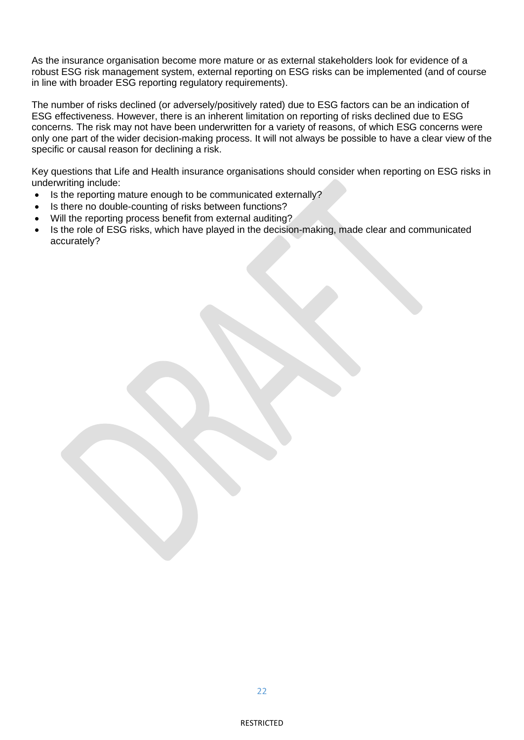As the insurance organisation become more mature or as external stakeholders look for evidence of a robust ESG risk management system, external reporting on ESG risks can be implemented (and of course in line with broader ESG reporting regulatory requirements).

The number of risks declined (or adversely/positively rated) due to ESG factors can be an indication of ESG effectiveness. However, there is an inherent limitation on reporting of risks declined due to ESG concerns. The risk may not have been underwritten for a variety of reasons, of which ESG concerns were only one part of the wider decision-making process. It will not always be possible to have a clear view of the specific or causal reason for declining a risk.

Key questions that Life and Health insurance organisations should consider when reporting on ESG risks in underwriting include:

- Is the reporting mature enough to be communicated externally?
- Is there no double-counting of risks between functions?
- Will the reporting process benefit from external auditing?
- Is the role of ESG risks, which have played in the decision-making, made clear and communicated accurately?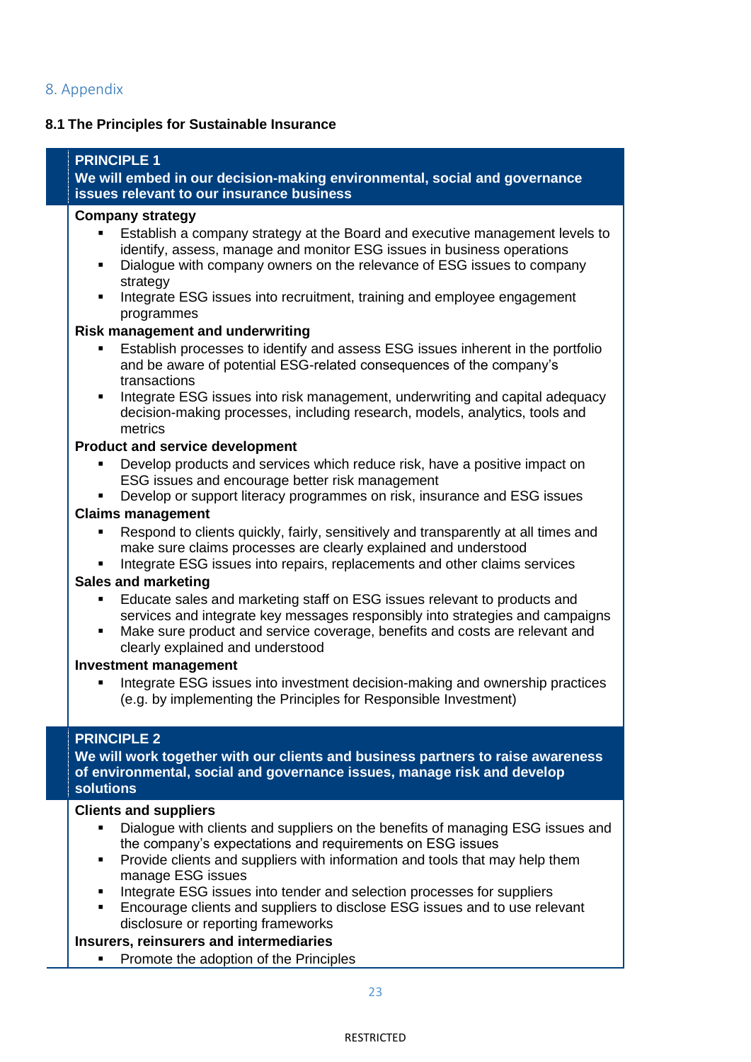## 8. Appendix

### 8.1 The Principles for Sustainable Insurance

**PRINCIPLE 1**
**We will embed in our decision-making environmental, social and governance issues relevant to our insurance business**

**Company strategy**

- Establish a company strategy at the Board and executive management levels to identify, assess, manage and monitor ESG issues in business operations
- Dialogue with company owners on the relevance of ESG issues to company strategy
- Integrate ESG issues into recruitment, training and employee engagement programmes

**Risk management and underwriting**

- Establish processes to identify and assess ESG issues inherent in the portfolio and be aware of potential ESG-related consequences of the company's transactions
- Integrate ESG issues into risk management, underwriting and capital adequacy decision-making processes, including research, models, analytics, tools and metrics

**Product and service development**

- Develop products and services which reduce risk, have a positive impact on ESG issues and encourage better risk management
- Develop or support literacy programmes on risk, insurance and ESG issues

**Claims management**

- Respond to clients quickly, fairly, sensitively and transparently at all times and make sure claims processes are clearly explained and understood
- Integrate ESG issues into repairs, replacements and other claims services

**Sales and marketing**

- Educate sales and marketing staff on ESG issues relevant to products and services and integrate key messages responsibly into strategies and campaigns
- Make sure product and service coverage, benefits and costs are relevant and clearly explained and understood

**Investment management**

- Integrate ESG issues into investment decision-making and ownership practices (e.g. by implementing the Principles for Responsible Investment)

**PRINCIPLE 2**
**We will work together with our clients and business partners to raise awareness of environmental, social and governance issues, manage risk and develop solutions**

**Clients and suppliers**

- Dialogue with clients and suppliers on the benefits of managing ESG issues and the company's expectations and requirements on ESG issues
- Provide clients and suppliers with information and tools that may help them manage ESG issues
- Integrate ESG issues into tender and selection processes for suppliers
- Encourage clients and suppliers to disclose ESG issues and to use relevant disclosure or reporting frameworks

**Insurers, reinsurers and intermediaries**

- Promote the adoption of the Principles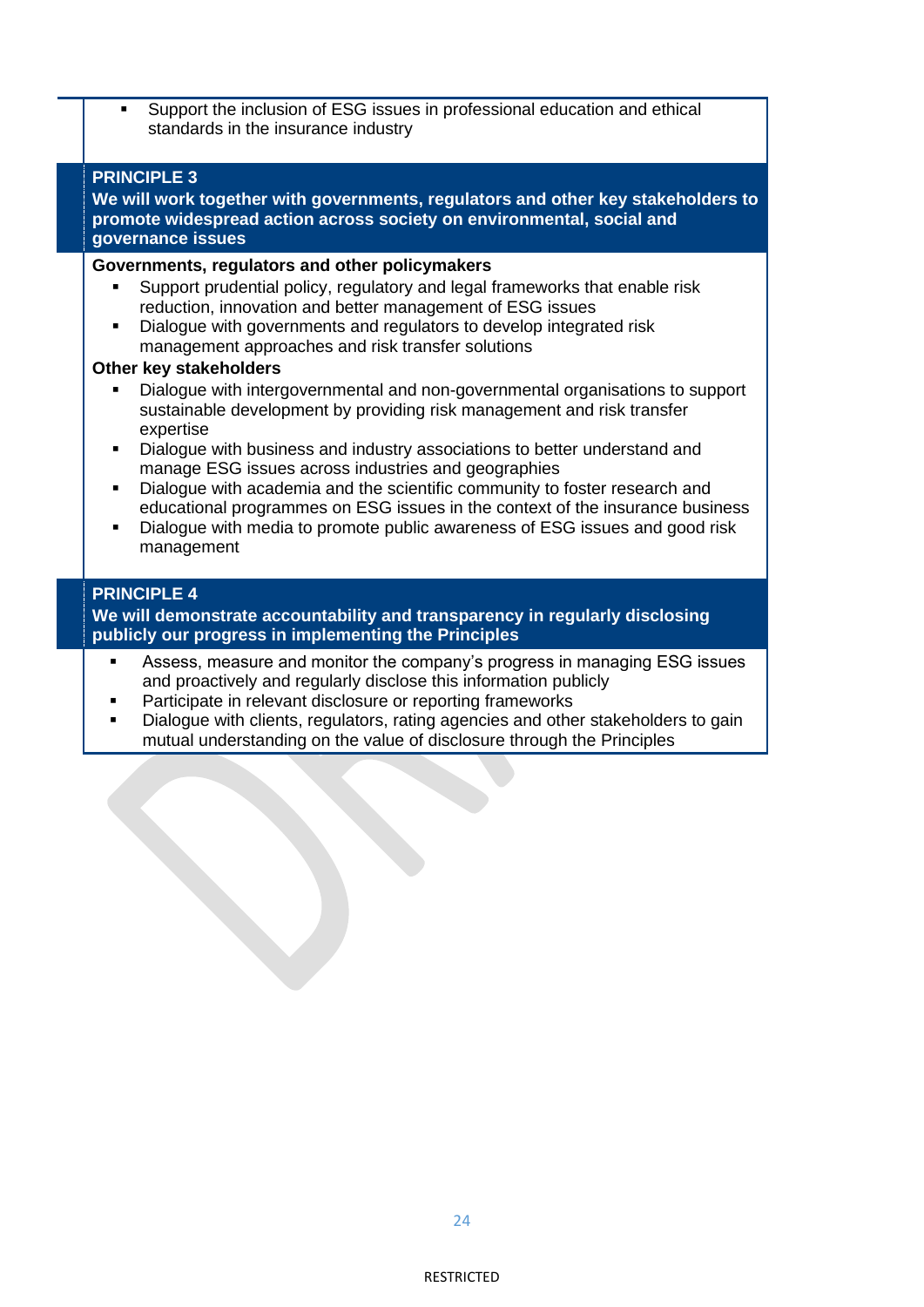- Support the inclusion of ESG issues in professional education and ethical standards in the insurance industry

**PRINCIPLE 3**
**We will work together with governments, regulators and other key stakeholders to promote widespread action across society on environmental, social and governance issues**

**Governments, regulators and other policymakers**

- Support prudential policy, regulatory and legal frameworks that enable risk reduction, innovation and better management of ESG issues
- Dialogue with governments and regulators to develop integrated risk management approaches and risk transfer solutions

**Other key stakeholders**

- Dialogue with intergovernmental and non-governmental organisations to support sustainable development by providing risk management and risk transfer expertise
- Dialogue with business and industry associations to better understand and manage ESG issues across industries and geographies
- Dialogue with academia and the scientific community to foster research and educational programmes on ESG issues in the context of the insurance business
- Dialogue with media to promote public awareness of ESG issues and good risk management

**PRINCIPLE 4**
**We will demonstrate accountability and transparency in regularly disclosing publicly our progress in implementing the Principles**

- Assess, measure and monitor the company's progress in managing ESG issues and proactively and regularly disclose this information publicly
- Participate in relevant disclosure or reporting frameworks
- Dialogue with clients, regulators, rating agencies and other stakeholders to gain mutual understanding on the value of disclosure through the Principles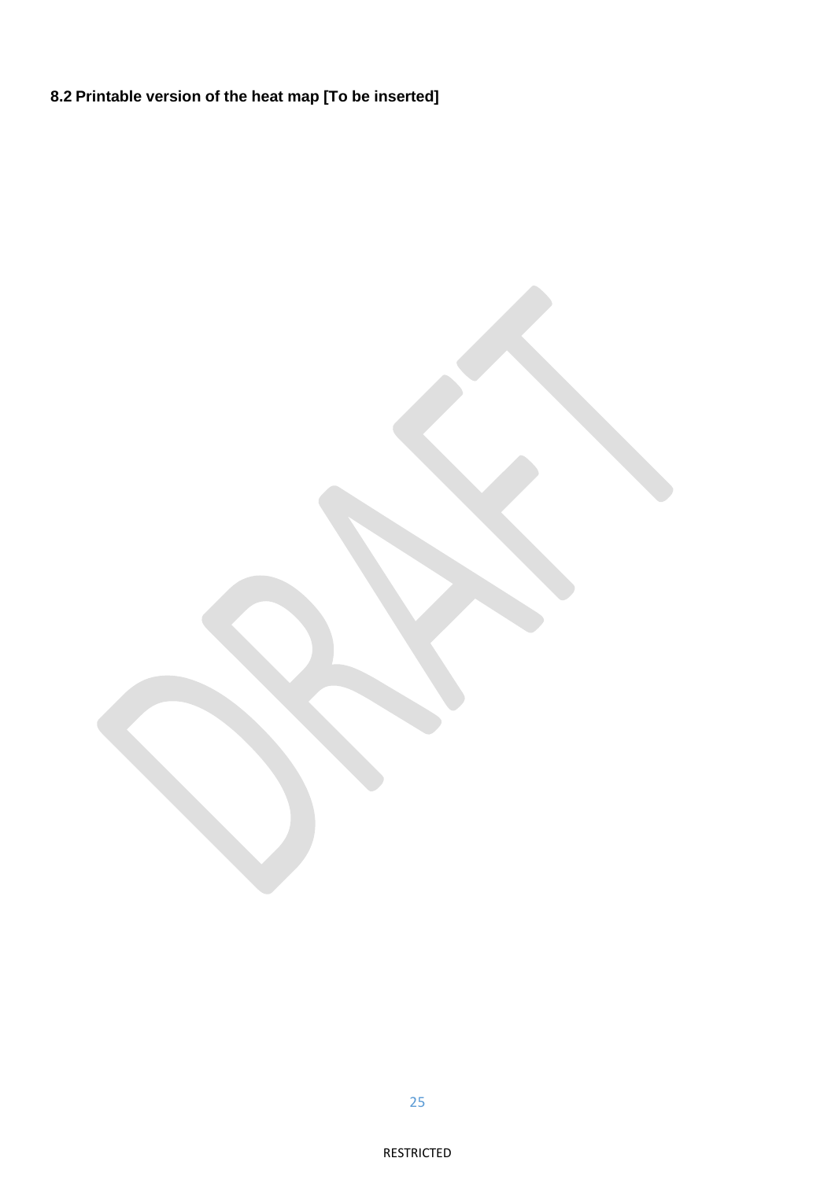### 8.2 Printable version of the heat map [To be inserted]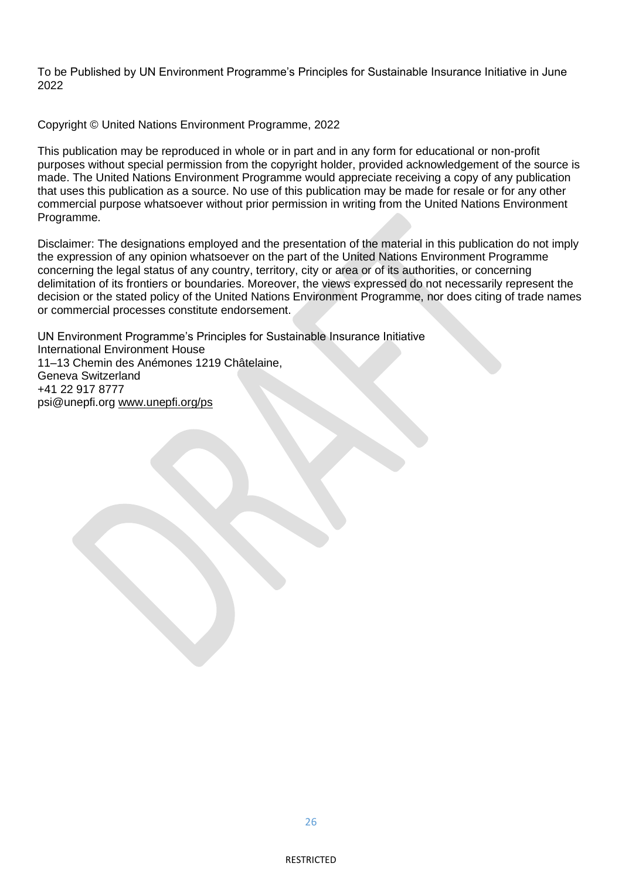To be Published by UN Environment Programme's Principles for Sustainable Insurance Initiative in June 2022

Copyright © United Nations Environment Programme, 2022

This publication may be reproduced in whole or in part and in any form for educational or non-profit purposes without special permission from the copyright holder, provided acknowledgement of the source is made. The United Nations Environment Programme would appreciate receiving a copy of any publication that uses this publication as a source. No use of this publication may be made for resale or for any other commercial purpose whatsoever without prior permission in writing from the United Nations Environment Programme.

Disclaimer: The designations employed and the presentation of the material in this publication do not imply the expression of any opinion whatsoever on the part of the United Nations Environment Programme concerning the legal status of any country, territory, city or area or of its authorities, or concerning delimitation of its frontiers or boundaries. Moreover, the views expressed do not necessarily represent the decision or the stated policy of the United Nations Environment Programme, nor does citing of trade names or commercial processes constitute endorsement.

UN Environment Programme's Principles for Sustainable Insurance Initiative
International Environment House
11–13 Chemin des Anémones 1219 Châtelaine,
Geneva Switzerland
+41 22 917 8777
psi@unepfi.org www.unepfi.org/ps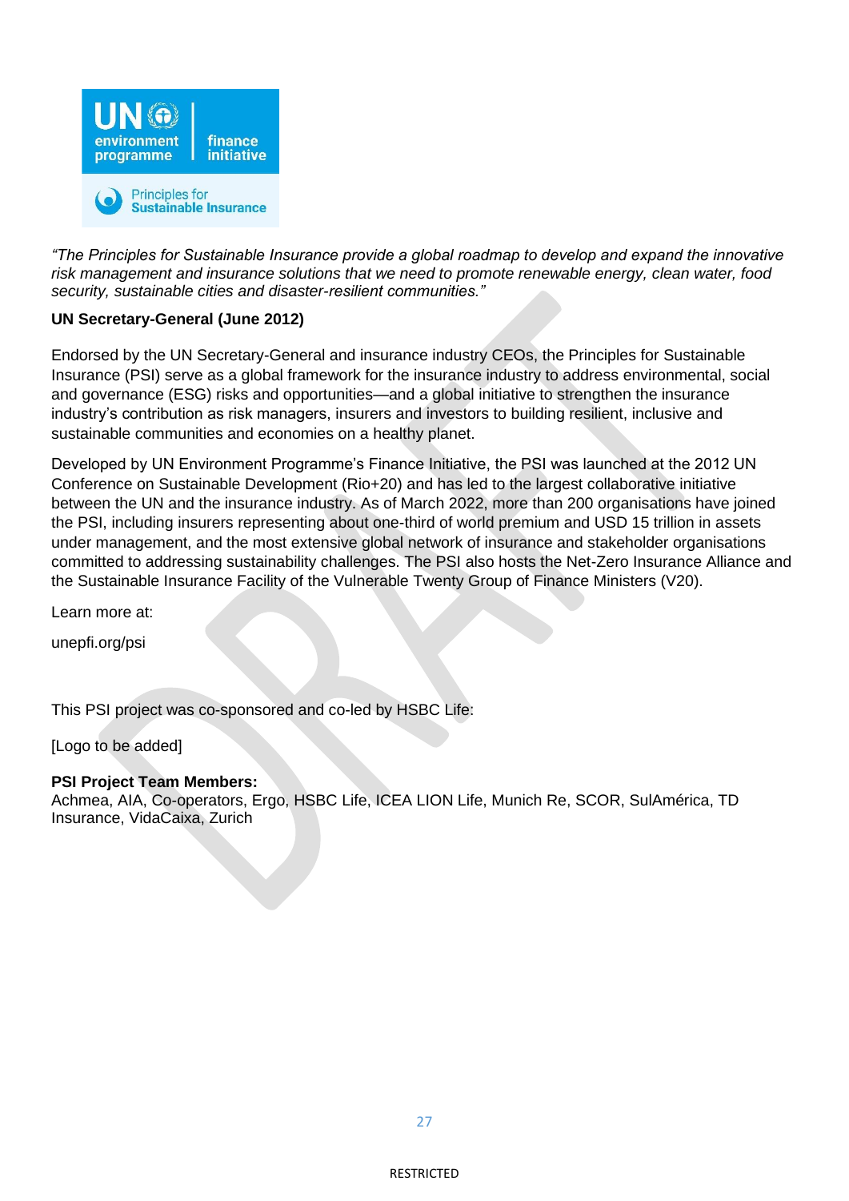UN environment programme | finance initiative

Principles for Sustainable Insurance

*"The Principles for Sustainable Insurance provide a global roadmap to develop and expand the innovative risk management and insurance solutions that we need to promote renewable energy, clean water, food security, sustainable cities and disaster-resilient communities."*

**UN Secretary-General (June 2012)**

Endorsed by the UN Secretary-General and insurance industry CEOs, the Principles for Sustainable Insurance (PSI) serve as a global framework for the insurance industry to address environmental, social and governance (ESG) risks and opportunities—and a global initiative to strengthen the insurance industry's contribution as risk managers, insurers and investors to building resilient, inclusive and sustainable communities and economies on a healthy planet.

Developed by UN Environment Programme's Finance Initiative, the PSI was launched at the 2012 UN Conference on Sustainable Development (Rio+20) and has led to the largest collaborative initiative between the UN and the insurance industry. As of March 2022, more than 200 organisations have joined the PSI, including insurers representing about one-third of world premium and USD 15 trillion in assets under management, and the most extensive global network of insurance and stakeholder organisations committed to addressing sustainability challenges. The PSI also hosts the Net-Zero Insurance Alliance and the Sustainable Insurance Facility of the Vulnerable Twenty Group of Finance Ministers (V20).

Learn more at:

unepfi.org/psi

This PSI project was co-sponsored and co-led by HSBC Life:

[Logo to be added]

**PSI Project Team Members:**
Achmea, AIA, Co-operators, Ergo, HSBC Life, ICEA LION Life, Munich Re, SCOR, SulAmérica, TD Insurance, VidaCaixa, Zurich